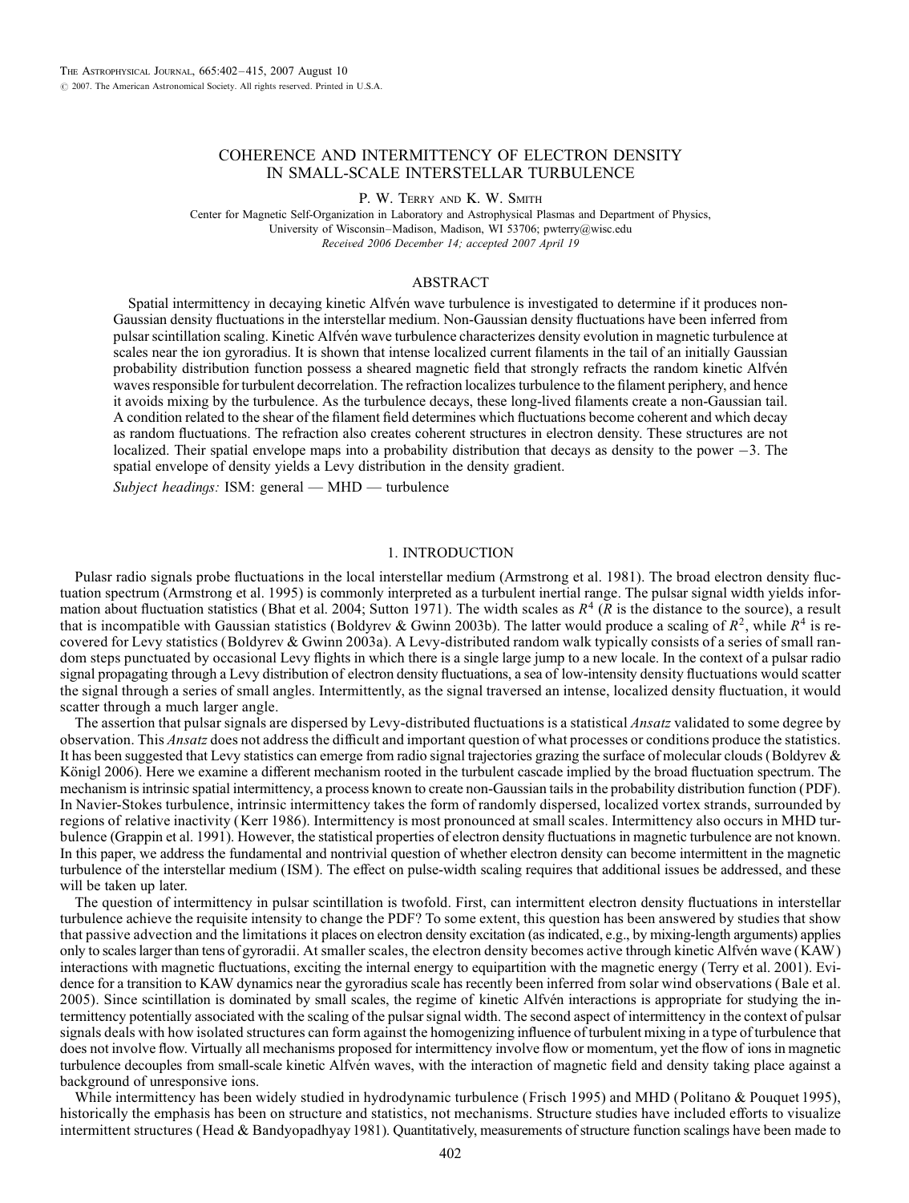# COHERENCE AND INTERMITTENCY OF ELECTRON DENSITY IN SMALL-SCALE INTERSTELLAR TURBULENCE

P. W. Terry and K. W. Smith

Center for Magnetic Self-Organization in Laboratory and Astrophysical Plasmas and Department of Physics, University of Wisconsin–Madison, Madison, WI 53706; pwterry@wisc.edu

*Received 2006 December 14; accepted 2007 April 19*

## ABSTRACT

Spatial intermittency in decaying kinetic Alfvén wave turbulence is investigated to determine if it produces non-Gaussian density fluctuations in the interstellar medium. Non-Gaussian density fluctuations have been inferred from pulsar scintillation scaling. Kinetic Alfvén wave turbulence characterizes density evolution in magnetic turbulence at scales near the ion gyroradius. It is shown that intense localized current filaments in the tail of an initially Gaussian probability distribution function possess a sheared magnetic field that strongly refracts the random kinetic Alfvén waves responsible for turbulent decorrelation. The refraction localizes turbulence to the filament periphery, and hence it avoids mixing by the turbulence. As the turbulence decays, these long-lived filaments create a non-Gaussian tail. A condition related to the shear of the filament field determines which fluctuations become coherent and which decay as random fluctuations. The refraction also creates coherent structures in electron density. These structures are not localized. Their spatial envelope maps into a probability distribution that decays as density to the power $-3$. The spatial envelope of density yields a Levy distribution in the density gradient.

*Subject headings:* ISM: general — MHD — turbulence

## 1. INTRODUCTION

Pulsar radio signals probe fluctuations in the local interstellar medium (Armstrong et al. 1981). The broad electron density fluctuation spectrum (Armstrong et al. 1995) is commonly interpreted as a turbulent inertial range. The pulsar signal width yields information about fluctuation statistics (Bhat et al. 2004; Sutton 1971). The width scales as $R^4$ ($R$ is the distance to the source), a result that is incompatible with Gaussian statistics (Boldyrev & Gwinn 2003b). The latter would produce a scaling of $R^2$, while $R^4$ is recovered for Levy statistics (Boldyrev & Gwinn 2003a). A Levy-distributed random walk typically consists of a series of small random steps punctuated by occasional Levy flights in which there is a single large jump to a new locale. In the context of a pulsar radio signal propagating through a Levy distribution of electron density fluctuations, a sea of low-intensity density fluctuations would scatter the signal through a series of small angles. Intermittently, as the signal traversed an intense, localized density fluctuation, it would scatter through a much larger angle.

The assertion that pulsar signals are dispersed by Levy-distributed fluctuations is a statistical *Ansatz* validated to some degree by observation. This *Ansatz* does not address the difficult and important question of what processes or conditions produce the statistics. It has been suggested that Levy statistics can emerge from radio signal trajectories grazing the surface of molecular clouds (Boldyrev & Königl 2006). Here we examine a different mechanism rooted in the turbulent cascade implied by the broad fluctuation spectrum. The mechanism is intrinsic spatial intermittency, a process known to create non-Gaussian tails in the probability distribution function (PDF). In Navier-Stokes turbulence, intrinsic intermittency takes the form of randomly dispersed, localized vortex strands, surrounded by regions of relative inactivity (Kerr 1986). Intermittency is most pronounced at small scales. Intermittency also occurs in MHD turbulence (Grappin et al. 1991). However, the statistical properties of electron density fluctuations in magnetic turbulence are not known. In this paper, we address the fundamental and nontrivial question of whether electron density can become intermittent in the magnetic turbulence of the interstellar medium (ISM). The effect on pulse-width scaling requires that additional issues be addressed, and these will be taken up later.

The question of intermittency in pulsar scintillation is twofold. First, can intermittent electron density fluctuations in interstellar turbulence achieve the requisite intensity to change the PDF? To some extent, this question has been answered by studies that show that passive advection and the limitations it places on electron density excitation (as indicated, e.g., by mixing-length arguments) applies only to scales larger than tens of gyroradii. At smaller scales, the electron density becomes active through kinetic Alfvén wave (KAW) interactions with magnetic fluctuations, exciting the internal energy to equipartition with the magnetic energy (Terry et al. 2001). Evidence for a transition to KAW dynamics near the gyroradius scale has recently been inferred from solar wind observations (Bale et al. 2005). Since scintillation is dominated by small scales, the regime of kinetic Alfvén interactions is appropriate for studying the intermittency potentially associated with the scaling of the pulsar signal width. The second aspect of intermittency in the context of pulsar signals deals with how isolated structures can form against the homogenizing influence of turbulent mixing in a type of turbulence that does not involve flow. Virtually all mechanisms proposed for intermittency involve flow or momentum, yet the flow of ions in magnetic turbulence decouples from small-scale kinetic Alfvén waves, with the interaction of magnetic field and density taking place against a background of unresponsive ions.

While intermittency has been widely studied in hydrodynamic turbulence (Frisch 1995) and MHD (Politano & Pouquet 1995), historically the emphasis has been on structure and statistics, not mechanisms. Structure studies have included efforts to visualize intermittent structures (Head & Bandyopadhyay 1981). Quantitatively, measurements of structure function scalings have been made to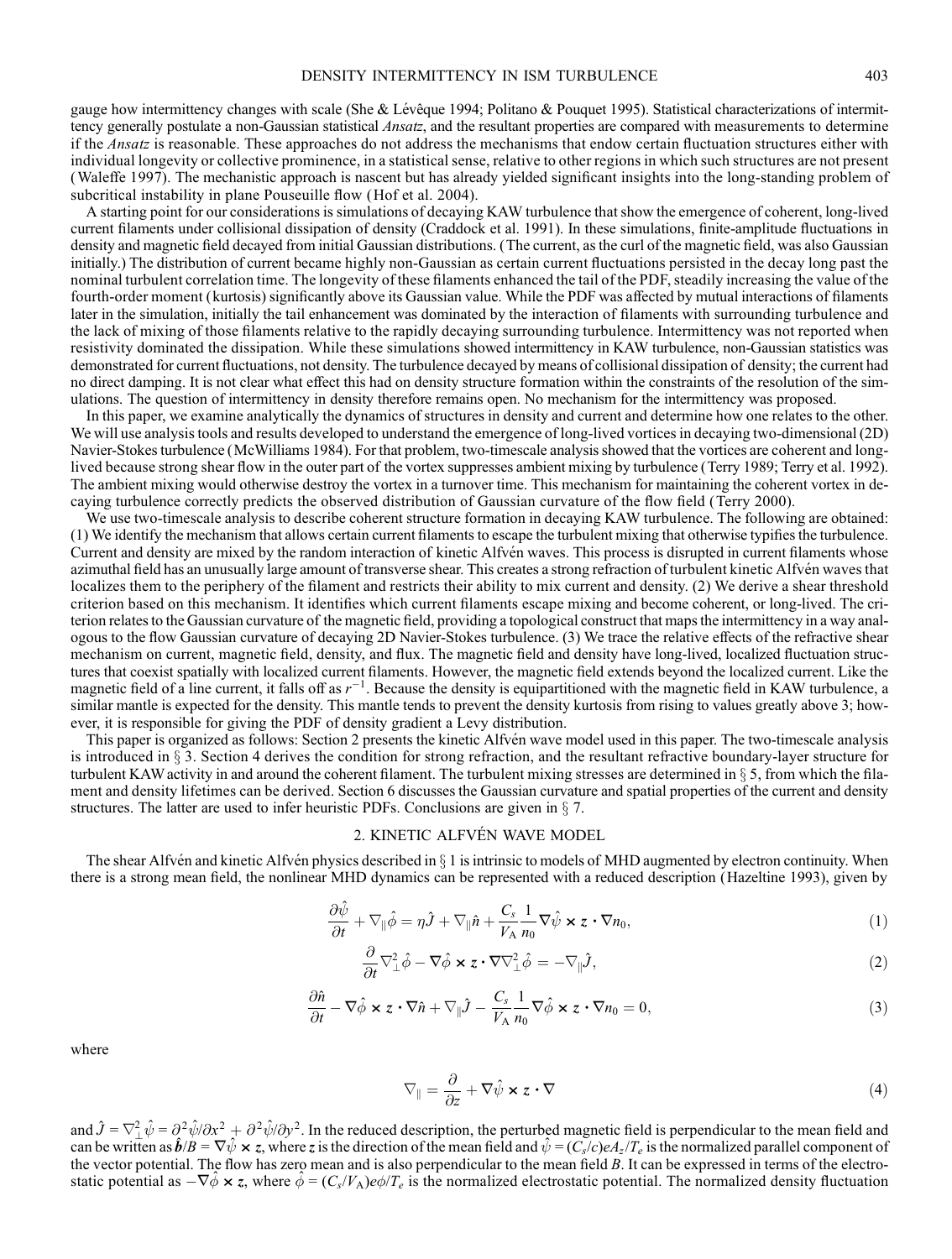gauge how intermittency changes with scale (She & Lévêque 1994; Politano & Pouquet 1995). Statistical characterizations of intermittency generally postulate a non-Gaussian statistical *Ansatz*, and the resultant properties are compared with measurements to determine if the *Ansatz* is reasonable. These approaches do not address the mechanisms that endow certain fluctuation structures either with individual longevity or collective prominence, in a statistical sense, relative to other regions in which such structures are not present (Waleffe 1997). The mechanistic approach is nascent but has already yielded significant insights into the long-standing problem of subcritical instability in plane Pouseuille flow (Hof et al. 2004).

A starting point for our considerations is simulations of decaying KAW turbulence that show the emergence of coherent, long-lived current filaments under collisional dissipation of density (Craddock et al. 1991). In these simulations, finite-amplitude fluctuations in density and magnetic field decayed from initial Gaussian distributions. (The current, as the curl of the magnetic field, was also Gaussian initially.) The distribution of current became highly non-Gaussian as certain current fluctuations persisted in the decay long past the nominal turbulent correlation time. The longevity of these filaments enhanced the tail of the PDF, steadily increasing the value of the fourth-order moment (kurtosis) significantly above its Gaussian value. While the PDF was affected by mutual interactions of filaments later in the simulation, initially the tail enhancement was dominated by the interaction of filaments with surrounding turbulence and the lack of mixing of those filaments relative to the rapidly decaying surrounding turbulence. Intermittency was not reported when resistivity dominated the dissipation. While these simulations showed intermittency in KAW turbulence, non-Gaussian statistics was demonstrated for current fluctuations, not density. The turbulence decayed by means of collisional dissipation of density; the current had no direct damping. It is not clear what effect this had on density structure formation within the constraints of the resolution of the simulations. The question of intermittency in density therefore remains open. No mechanism for the intermittency was proposed.

In this paper, we examine analytically the dynamics of structures in density and current and determine how one relates to the other. We will use analysis tools and results developed to understand the emergence of long-lived vortices in decaying two-dimensional (2D) Navier-Stokes turbulence (McWilliams 1984). For that problem, two-timescale analysis showed that the vortices are coherent and long-lived because strong shear flow in the outer part of the vortex suppresses ambient mixing by turbulence (Terry 1989; Terry et al. 1992). The ambient mixing would otherwise destroy the vortex in a turnover time. This mechanism for maintaining the coherent vortex in decaying turbulence correctly predicts the observed distribution of Gaussian curvature of the flow field (Terry 2000).

We use two-timescale analysis to describe coherent structure formation in decaying KAW turbulence. The following are obtained: (1) We identify the mechanism that allows certain current filaments to escape the turbulent mixing that otherwise typifies the turbulence. Current and density are mixed by the random interaction of kinetic Alfvén waves. This process is disrupted in current filaments whose azimuthal field has an unusually large amount of transverse shear. This creates a strong refraction of turbulent kinetic Alfvén waves that localizes them to the periphery of the filament and restricts their ability to mix current and density. (2) We derive a shear threshold criterion based on this mechanism. It identifies which current filaments escape mixing and become coherent, or long-lived. The criterion relates to the Gaussian curvature of the magnetic field, providing a topological construct that maps the intermittency in a way analogous to the flow Gaussian curvature of decaying 2D Navier-Stokes turbulence. (3) We trace the relative effects of the refractive shear mechanism on current, magnetic field, density, and flux. The magnetic field and density have long-lived, localized fluctuation structures that coexist spatially with localized current filaments. However, the magnetic field extends beyond the localized current. Like the magnetic field of a line current, it falls off as $r^{-1}$. Because the density is equipartitioned with the magnetic field in KAW turbulence, a similar mantle is expected for the density. This mantle tends to prevent the density kurtosis from rising to values greatly above 3; however, it is responsible for giving the PDF of density gradient a Levy distribution.

This paper is organized as follows: Section 2 presents the kinetic Alfvén wave model used in this paper. The two-timescale analysis is introduced in § 3. Section 4 derives the condition for strong refraction, and the resultant refractive boundary-layer structure for turbulent KAW activity in and around the coherent filament. The turbulent mixing stresses are determined in § 5, from which the filament and density lifetimes can be derived. Section 6 discusses the Gaussian curvature and spatial properties of the current and density structures. The latter are used to infer heuristic PDFs. Conclusions are given in § 7.

## 2. KINETIC ALFVÉN WAVE MODEL

The shear Alfvén and kinetic Alfvén physics described in § 1 is intrinsic to models of MHD augmented by electron continuity. When there is a strong mean field, the nonlinear MHD dynamics can be represented with a reduced description (Hazeltine 1993), given by

$$\frac{\partial \hat{\psi}}{\partial t} + \nabla_{\|}\hat{\phi} = \eta \hat{J} + \nabla_{\|}\hat{n} + \frac{C_s}{V_A}\frac{1}{n_0}\nabla\hat{\psi} \times \boldsymbol{z} \cdot \nabla n_0, \tag{1}$$

$$\frac{\partial}{\partial t}\nabla_{\perp}^2\hat{\phi} - \nabla\hat{\phi} \times \boldsymbol{z} \cdot \nabla\nabla_{\perp}^2\hat{\phi} = -\nabla_{\|}\hat{J}, \tag{2}$$

$$\frac{\partial \hat{n}}{\partial t} - \nabla\hat{\phi} \times \boldsymbol{z} \cdot \nabla\hat{n} + \nabla_{\|}\hat{J} - \frac{C_s}{V_A}\frac{1}{n_0}\nabla\hat{\phi} \times \boldsymbol{z} \cdot \nabla n_0 = 0, \tag{3}$$

where

$$\nabla_{\|} = \frac{\partial}{\partial z} + \nabla\hat{\psi} \times \boldsymbol{z} \cdot \nabla \tag{4}$$

and $\hat{J} = \nabla_{\perp}^2\hat{\psi} = \partial^2\hat{\psi}/\partial x^2 + \partial^2\hat{\psi}/\partial y^2$. In the reduced description, the perturbed magnetic field is perpendicular to the mean field and can be written as $\hat{\boldsymbol{b}}/B = \nabla\hat{\psi} \times \boldsymbol{z}$, where $\boldsymbol{z}$ is the direction of the mean field and $\hat{\psi} = (C_s/c)eA_z/T_e$ is the normalized parallel component of the vector potential. The flow has zero mean and is also perpendicular to the mean field $B$. It can be expressed in terms of the electrostatic potential as $-\nabla\hat{\phi} \times \boldsymbol{z}$, where $\hat{\phi} = (C_s/V_A)e\phi/T_e$ is the normalized electrostatic potential. The normalized density fluctuation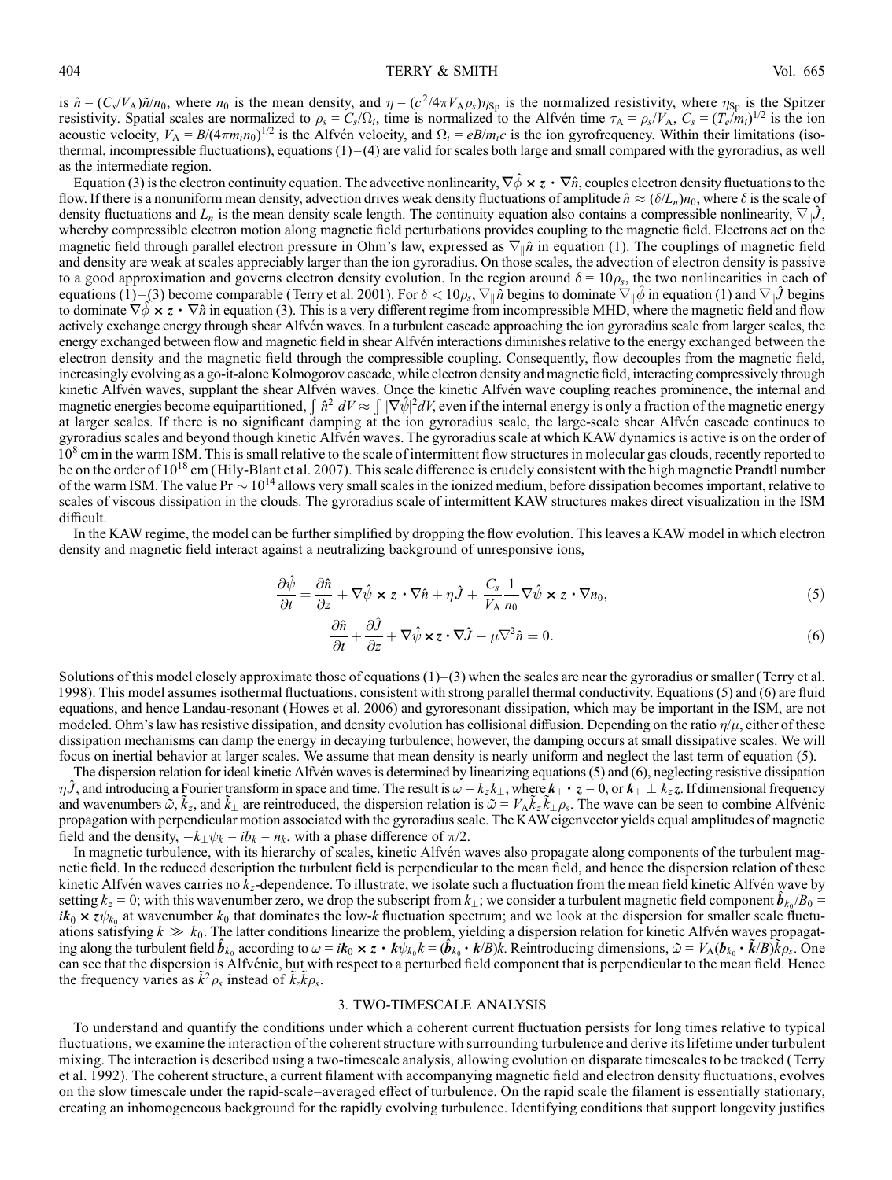is $\hat{n} = (C_s/V_A)\tilde{n}/n_0$, where $n_0$ is the mean density, and $\eta = (c^2/4\pi V_A \rho_s)\eta_{\rm Sp}$ is the normalized resistivity, where $\eta_{\rm Sp}$ is the Spitzer resistivity. Spatial scales are normalized to $\rho_s = C_s/\Omega_i$, time is normalized to the Alfvén time $\tau_A = \rho_s/V_A$, $C_s = (T_e/m_i)^{1/2}$ is the ion acoustic velocity, $V_A = B/(4\pi m_i n_0)^{1/2}$ is the Alfvén velocity, and $\Omega_i = eB/m_i c$ is the ion gyrofrequency. Within their limitations (isothermal, incompressible fluctuations), equations (1)–(4) are valid for scales both large and small compared with the gyroradius, as well as the intermediate region.

Equation (3) is the electron continuity equation. The advective nonlinearity, $\nabla\hat{\phi} \times \boldsymbol{z} \cdot \nabla\hat{n}$, couples electron density fluctuations to the flow. If there is a nonuniform mean density, advection drives weak density fluctuations of amplitude $\hat{n} \approx (\delta/L_n)n_0$, where $\delta$ is the scale of density fluctuations and $L_n$ is the mean density scale length. The continuity equation also contains a compressible nonlinearity, $\nabla_\parallel \hat{J}$, whereby compressible electron motion along magnetic field perturbations provides coupling to the magnetic field. Electrons act on the magnetic field through parallel electron pressure in Ohm's law, expressed as $\nabla_\parallel \hat{n}$ in equation (1). The couplings of magnetic field and density are weak at scales appreciably larger than the ion gyroradius. On those scales, the advection of electron density is passive to a good approximation and governs electron density evolution. In the region around $\delta = 10\rho_s$, the two nonlinearities in each of equations (1)–(3) become comparable (Terry et al. 2001). For $\delta < 10\rho_s$, $\nabla_\parallel \hat{n}$ begins to dominate $\nabla_\parallel \hat{\phi}$ in equation (1) and $\nabla_\parallel \hat{J}$ begins to dominate $\nabla\hat{\phi} \times \boldsymbol{z} \cdot \nabla\hat{n}$ in equation (3). This is a very different regime from incompressible MHD, where the magnetic field and flow actively exchange energy through shear Alfvén waves. In a turbulent cascade approaching the ion gyroradius scale from larger scales, the energy exchanged between flow and magnetic field in shear Alfvén interactions diminishes relative to the energy exchanged between the electron density and the magnetic field through the compressible coupling. Consequently, flow decouples from the magnetic field, increasingly evolving as a go-it-alone Kolmogorov cascade, while electron density and magnetic field, interacting compressively through kinetic Alfvén waves, supplant the shear Alfvén waves. Once the kinetic Alfvén wave coupling reaches prominence, the internal and magnetic energies become equipartitioned, $\int \hat{n}^2\, dV \approx \int |\nabla\hat{\psi}|^2 dV$, even if the internal energy is only a fraction of the magnetic energy at larger scales. If there is no significant damping at the ion gyroradius scale, the large-scale shear Alfvén cascade continues to gyroradius scales and beyond though kinetic Alfvén waves. The gyroradius scale at which KAW dynamics is active is on the order of $10^8$ cm in the warm ISM. This is small relative to the scale of intermittent flow structures in molecular gas clouds, recently reported to be on the order of $10^{18}$ cm (Hily-Blant et al. 2007). This scale difference is crudely consistent with the high magnetic Prandtl number of the warm ISM. The value ${\rm Pr} \sim 10^{14}$ allows very small scales in the ionized medium, before dissipation becomes important, relative to scales of viscous dissipation in the clouds. The gyroradius scale of intermittent KAW structures makes direct visualization in the ISM difficult.

In the KAW regime, the model can be further simplified by dropping the flow evolution. This leaves a KAW model in which electron density and magnetic field interact against a neutralizing background of unresponsive ions,

$$\frac{\partial\hat{\psi}}{\partial t} = \frac{\partial\hat{n}}{\partial z} + \nabla\hat{\psi} \times \boldsymbol{z} \cdot \nabla\hat{n} + \eta\hat{J} + \frac{C_s}{V_A}\frac{1}{n_0}\nabla\hat{\psi} \times \boldsymbol{z} \cdot \nabla n_0, \tag{5}$$

$$\frac{\partial\hat{n}}{\partial t} + \frac{\partial\hat{J}}{\partial z} + \nabla\hat{\psi} \times \boldsymbol{z} \cdot \nabla\hat{J} - \mu\nabla^2\hat{n} = 0. \tag{6}$$

Solutions of this model closely approximate those of equations (1)–(3) when the scales are near the gyroradius or smaller (Terry et al. 1998). This model assumes isothermal fluctuations, consistent with strong parallel thermal conductivity. Equations (5) and (6) are fluid equations, and hence Landau-resonant (Howes et al. 2006) and gyroresonant dissipation, which may be important in the ISM, are not modeled. Ohm's law has resistive dissipation, and density evolution has collisional diffusion. Depending on the ratio $\eta/\mu$, either of these dissipation mechanisms can damp the energy in decaying turbulence; however, the damping occurs at small dissipative scales. We will focus on inertial behavior at larger scales. We assume that mean density is nearly uniform and neglect the last term of equation (5).

The dispersion relation for ideal kinetic Alfvén waves is determined by linearizing equations (5) and (6), neglecting resistive dissipation $\eta\hat{J}$, and introducing a Fourier transform in space and time. The result is $\omega = k_z k_\perp$, where $\boldsymbol{k}_\perp \cdot \boldsymbol{z} = 0$, or $\boldsymbol{k}_\perp \perp k_z \boldsymbol{z}$. If dimensional frequency and wavenumbers $\tilde{\omega}$, $\tilde{k}_z$, and $\tilde{k}_\perp$ are reintroduced, the dispersion relation is $\tilde{\omega} = V_A \tilde{k}_z \tilde{k}_\perp \rho_s$. The wave can be seen to combine Alfvénic propagation with perpendicular motion associated with the gyroradius scale. The KAW eigenvector yields equal amplitudes of magnetic field and the density, $-k_\perp \psi_k = i b_k = n_k$, with a phase difference of $\pi/2$.

In magnetic turbulence, with its hierarchy of scales, kinetic Alfvén waves also propagate along components of the turbulent magnetic field. In the reduced description the turbulent field is perpendicular to the mean field, and hence the dispersion relation of these kinetic Alfvén waves carries no $k_z$-dependence. To illustrate, we isolate such a fluctuation from the mean field kinetic Alfvén wave by setting $k_z = 0$; with this wavenumber zero, we drop the subscript from $k_\perp$; we consider a turbulent magnetic field component $\hat{\boldsymbol{b}}_{k_0}/B_0 = i\boldsymbol{k}_0 \times \boldsymbol{z}\psi_{k_0}$ at wavenumber $k_0$ that dominates the low-$k$ fluctuation spectrum; and we look at the dispersion for smaller scale fluctuations satisfying $k \gg k_0$. The latter conditions linearize the problem, yielding a dispersion relation for kinetic Alfvén waves propagating along the turbulent field $\hat{\boldsymbol{b}}_{k_0}$ according to $\omega = i\boldsymbol{k}_0 \times \boldsymbol{z} \cdot \boldsymbol{k}\psi_{k_0} k = (\hat{\boldsymbol{b}}_{k_0} \cdot \boldsymbol{k}/B)k$. Reintroducing dimensions, $\tilde{\omega} = V_A(\boldsymbol{b}_{k_0} \cdot \tilde{\boldsymbol{k}}/B)\tilde{k}\rho_s$. One can see that the dispersion is Alfvénic, but with respect to a perturbed field component that is perpendicular to the mean field. Hence the frequency varies as $\tilde{k}^2\rho_s$ instead of $\tilde{k}_z\tilde{k}\rho_s$.

## 3. TWO-TIMESCALE ANALYSIS

To understand and quantify the conditions under which a coherent current fluctuation persists for long times relative to typical fluctuations, we examine the interaction of the coherent structure with surrounding turbulence and derive its lifetime under turbulent mixing. The interaction is described using a two-timescale analysis, allowing evolution on disparate timescales to be tracked (Terry et al. 1992). The coherent structure, a current filament with accompanying magnetic field and electron density fluctuations, evolves on the slow timescale under the rapid-scale–averaged effect of turbulence. On the rapid scale the filament is essentially stationary, creating an inhomogeneous background for the rapidly evolving turbulence. Identifying conditions that support longevity justifies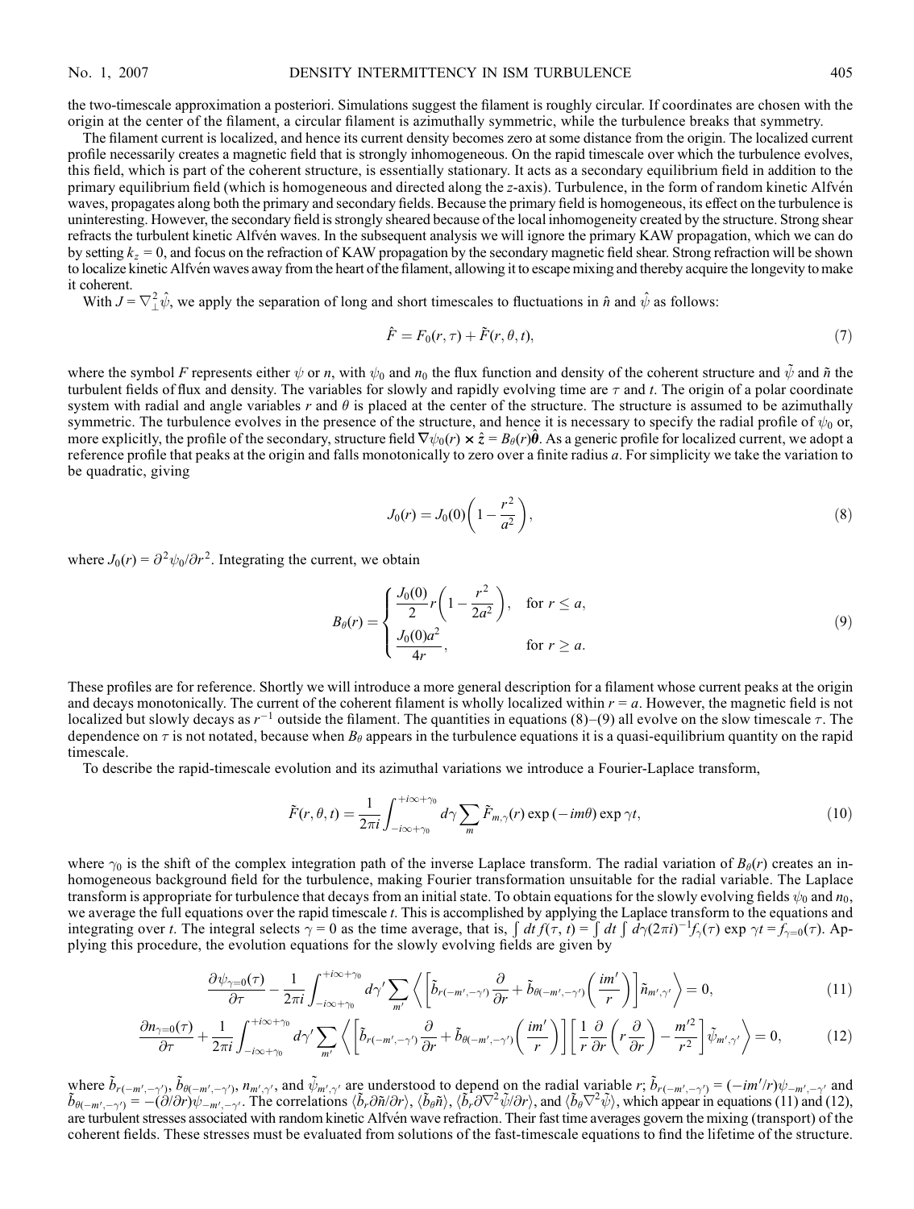the two-timescale approximation a posteriori. Simulations suggest the filament is roughly circular. If coordinates are chosen with the origin at the center of the filament, a circular filament is azimuthally symmetric, while the turbulence breaks that symmetry.

The filament current is localized, and hence its current density becomes zero at some distance from the origin. The localized current profile necessarily creates a magnetic field that is strongly inhomogeneous. On the rapid timescale over which the turbulence evolves, this field, which is part of the coherent structure, is essentially stationary. It acts as a secondary equilibrium field in addition to the primary equilibrium field (which is homogeneous and directed along the $z$-axis). Turbulence, in the form of random kinetic Alfvén waves, propagates along both the primary and secondary fields. Because the primary field is homogeneous, its effect on the turbulence is uninteresting. However, the secondary field is strongly sheared because of the local inhomogeneity created by the structure. Strong shear refracts the turbulent kinetic Alfvén waves. In the subsequent analysis we will ignore the primary KAW propagation, which we can do by setting $k_z = 0$, and focus on the refraction of KAW propagation by the secondary magnetic field shear. Strong refraction will be shown to localize kinetic Alfvén waves away from the heart of the filament, allowing it to escape mixing and thereby acquire the longevity to make it coherent.

With $J = \nabla_\perp^2 \hat{\psi}$, we apply the separation of long and short timescales to fluctuations in $\hat{n}$ and $\hat{\psi}$ as follows:

$$\hat{F} = F_0(r, \tau) + \tilde{F}(r, \theta, t), \tag{7}$$

where the symbol $F$ represents either $\psi$ or $n$, with $\psi_0$ and $n_0$ the flux function and density of the coherent structure and $\tilde{\psi}$ and $\tilde{n}$ the turbulent fields of flux and density. The variables for slowly and rapidly evolving time are $\tau$ and $t$. The origin of a polar coordinate system with radial and angle variables $r$ and $\theta$ is placed at the center of the structure. The structure is assumed to be azimuthally symmetric. The turbulence evolves in the presence of the structure, and hence it is necessary to specify the radial profile of $\psi_0$ or, more explicitly, the profile of the secondary, structure field $\nabla\psi_0(r) \times \hat{z} = B_\theta(r)\hat{\boldsymbol{\theta}}$. As a generic profile for localized current, we adopt a reference profile that peaks at the origin and falls monotonically to zero over a finite radius $a$. For simplicity we take the variation to be quadratic, giving

$$J_0(r) = J_0(0)\left(1 - \frac{r^2}{a^2}\right), \tag{8}$$

where $J_0(r) = \partial^2\psi_0/\partial r^2$. Integrating the current, we obtain

$$B_\theta(r) = \begin{cases} \dfrac{J_0(0)}{2} r\left(1 - \dfrac{r^2}{2a^2}\right), & \text{for } r \leq a, \\[2ex] \dfrac{J_0(0)a^2}{4r}, & \text{for } r \geq a. \end{cases} \tag{9}$$

These profiles are for reference. Shortly we will introduce a more general description for a filament whose current peaks at the origin and decays monotonically. The current of the coherent filament is wholly localized within $r = a$. However, the magnetic field is not localized but slowly decays as $r^{-1}$ outside the filament. The quantities in equations (8)–(9) all evolve on the slow timescale $\tau$. The dependence on $\tau$ is not notated, because when $B_\theta$ appears in the turbulence equations it is a quasi-equilibrium quantity on the rapid timescale.

To describe the rapid-timescale evolution and its azimuthal variations we introduce a Fourier-Laplace transform,

$$\tilde{F}(r, \theta, t) = \frac{1}{2\pi i}\int_{-i\infty+\gamma_0}^{+i\infty+\gamma_0} d\gamma \sum_m \tilde{F}_{m,\gamma}(r) \exp(-im\theta) \exp \gamma t, \tag{10}$$

where $\gamma_0$ is the shift of the complex integration path of the inverse Laplace transform. The radial variation of $B_\theta(r)$ creates an inhomogeneous background field for the turbulence, making Fourier transformation unsuitable for the radial variable. The Laplace transform is appropriate for turbulence that decays from an initial state. To obtain equations for the slowly evolving fields $\psi_0$ and $n_0$, we average the full equations over the rapid timescale $t$. This is accomplished by applying the Laplace transform to the equations and integrating over $t$. The integral selects $\gamma = 0$ as the time average, that is, $\int dt\, f(\tau, t) = \int dt \int d\gamma (2\pi i)^{-1} f_\gamma(\tau) \exp \gamma t = f_{\gamma=0}(\tau)$. Applying this procedure, the evolution equations for the slowly evolving fields are given by

$$\frac{\partial\psi_{\gamma=0}(\tau)}{\partial\tau} - \frac{1}{2\pi i}\int_{-i\infty+\gamma_0}^{+i\infty+\gamma_0} d\gamma' \sum_{m'} \left\langle \left[\tilde{b}_{r(-m',-\gamma')}\frac{\partial}{\partial r} + \tilde{b}_{\theta(-m',-\gamma')}\left(\frac{im'}{r}\right)\right]\tilde{n}_{m',\gamma'} \right\rangle = 0, \tag{11}$$

$$\frac{\partial n_{\gamma=0}(\tau)}{\partial\tau} + \frac{1}{2\pi i}\int_{-i\infty+\gamma_0}^{+i\infty+\gamma_0} d\gamma' \sum_{m'} \left\langle \left[\tilde{b}_{r(-m',-\gamma')}\frac{\partial}{\partial r} + \tilde{b}_{\theta(-m',-\gamma')}\left(\frac{im'}{r}\right)\right]\left[\frac{1}{r}\frac{\partial}{\partial r}\left(r\frac{\partial}{\partial r}\right) - \frac{m'^2}{r^2}\right]\tilde{\psi}_{m',\gamma'} \right\rangle = 0, \tag{12}$$

where $\tilde{b}_{r(-m',-\gamma')}$, $\tilde{b}_{\theta(-m',-\gamma')}$, $n_{m',\gamma'}$, and $\tilde{\psi}_{m',\gamma'}$ are understood to depend on the radial variable $r$; $\tilde{b}_{r(-m',-\gamma')} = (-im'/r)\psi_{-m',-\gamma'}$ and $\tilde{b}_{\theta(-m',-\gamma')} = -(\partial/\partial r)\psi_{-m',-\gamma'}$. The correlations $\langle\tilde{b}_r \partial\tilde{n}/\partial r\rangle$, $\langle\tilde{b}_\theta\tilde{n}\rangle$, $\langle\tilde{b}_r \partial\nabla^2\tilde{\psi}/\partial r\rangle$, and $\langle\tilde{b}_\theta\nabla^2\tilde{\psi}\rangle$, which appear in equations (11) and (12), are turbulent stresses associated with random kinetic Alfvén wave refraction. Their fast time averages govern the mixing (transport) of the coherent fields. These stresses must be evaluated from solutions of the fast-timescale equations to find the lifetime of the structure.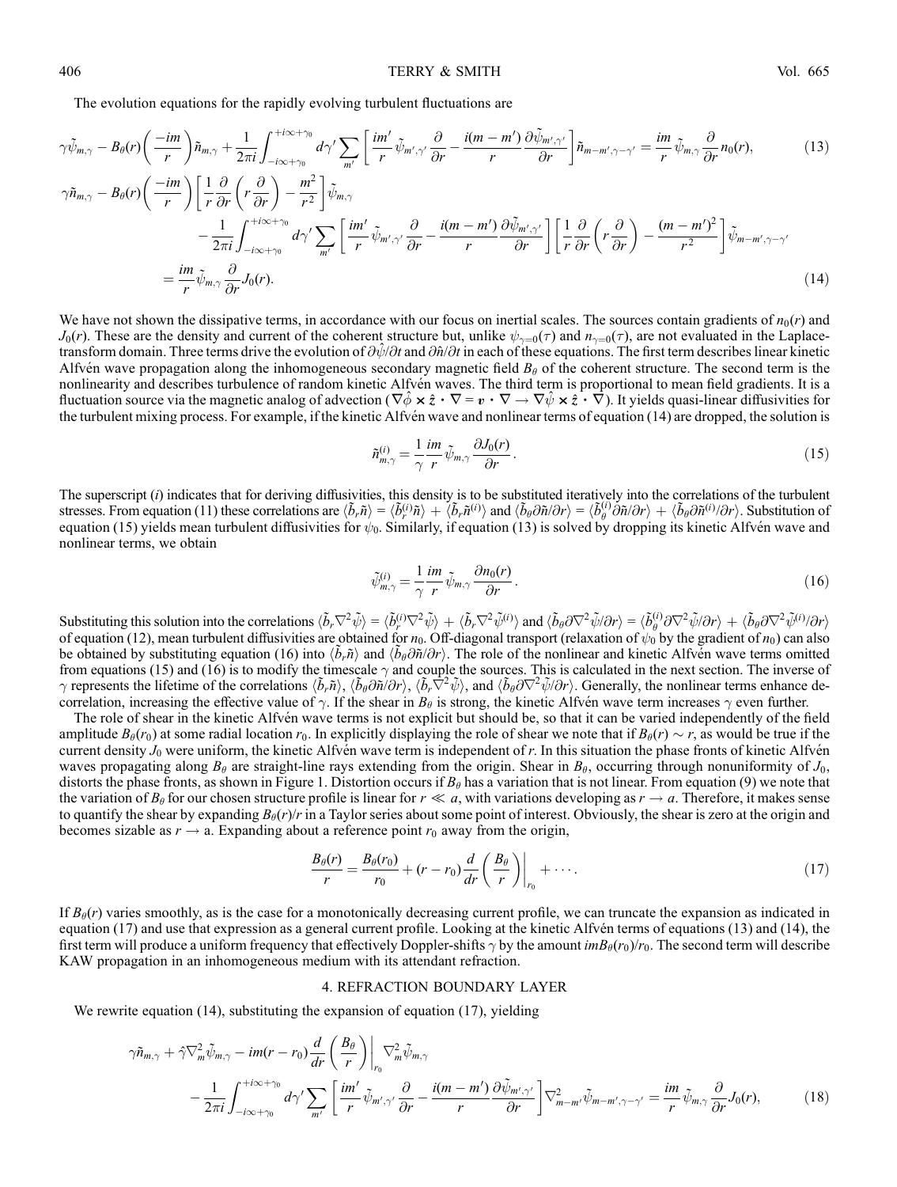The evolution equations for the rapidly evolving turbulent fluctuations are

$$\gamma\tilde{\psi}_{m,\gamma} - B_\theta(r)\left(\frac{-im}{r}\right)\tilde{n}_{m,\gamma} + \frac{1}{2\pi i}\int_{-i\infty+\gamma_0}^{+i\infty+\gamma_0} d\gamma' \sum_{m'}\left[\frac{im'}{r}\tilde{\psi}_{m',\gamma'}\frac{\partial}{\partial r} - \frac{i(m-m')}{r}\frac{\partial\tilde{\psi}_{m',\gamma'}}{\partial r}\right]\tilde{n}_{m-m',\gamma-\gamma'} = \frac{im}{r}\tilde{\psi}_{m,\gamma}\frac{\partial}{\partial r}n_0(r), \tag{13}$$

$$\begin{aligned}\gamma\tilde{n}_{m,\gamma} - B_\theta(r)\left(\frac{-im}{r}\right)&\left[\frac{1}{r}\frac{\partial}{\partial r}\left(r\frac{\partial}{\partial r}\right) - \frac{m^2}{r^2}\right]\tilde{\psi}_{m,\gamma}\\ &- \frac{1}{2\pi i}\int_{-i\infty+\gamma_0}^{+i\infty+\gamma_0} d\gamma' \sum_{m'}\left[\frac{im'}{r}\tilde{\psi}_{m',\gamma'}\frac{\partial}{\partial r} - \frac{i(m-m')}{r}\frac{\partial\tilde{\psi}_{m',\gamma'}}{\partial r}\right]\left[\frac{1}{r}\frac{\partial}{\partial r}\left(r\frac{\partial}{\partial r}\right) - \frac{(m-m')^2}{r^2}\right]\tilde{\psi}_{m-m',\gamma-\gamma'}\\ &= \frac{im}{r}\tilde{\psi}_{m,\gamma}\frac{\partial}{\partial r}J_0(r).\end{aligned} \tag{14}$$

We have not shown the dissipative terms, in accordance with our focus on inertial scales. The sources contain gradients of $n_0(r)$ and $J_0(r)$. These are the density and current of the coherent structure but, unlike $\psi_{\gamma=0}(\tau)$ and $n_{\gamma=0}(\tau)$, are not evaluated in the Laplace-transform domain. Three terms drive the evolution of $\partial\hat{\psi}/\partial t$ and $\partial\hat{n}/\partial t$ in each of these equations. The first term describes linear kinetic Alfvén wave propagation along the inhomogeneous secondary magnetic field $B_\theta$ of the coherent structure. The second term is the nonlinearity and describes turbulence of random kinetic Alfvén waves. The third term is proportional to mean field gradients. It is a fluctuation source via the magnetic analog of advection ($\nabla\hat{\phi}\times\hat{z}\cdot\nabla = \boldsymbol{v}\cdot\nabla \to \nabla\hat{\psi}\times\hat{z}\cdot\nabla$). It yields quasi-linear diffusivities for the turbulent mixing process. For example, if the kinetic Alfvén wave and nonlinear terms of equation (14) are dropped, the solution is

$$\tilde{n}^{(i)}_{m,\gamma} = \frac{1}{\gamma}\frac{im}{r}\tilde{\psi}_{m,\gamma}\frac{\partial J_0(r)}{\partial r}. \tag{15}$$

The superscript $(i)$ indicates that for deriving diffusivities, this density is to be substituted iteratively into the correlations of the turbulent stresses. From equation (11) these correlations are $\langle\tilde{b}_r\tilde{n}\rangle = \langle\tilde{b}^{(i)}_r\tilde{n}\rangle + \langle\tilde{b}_r\tilde{n}^{(i)}\rangle$ and $\langle\tilde{b}_\theta\partial\tilde{n}/\partial r\rangle = \langle\tilde{b}^{(i)}_\theta\partial\tilde{n}/\partial r\rangle + \langle\tilde{b}_\theta\partial\tilde{n}^{(i)}/\partial r\rangle$. Substitution of equation (15) yields mean turbulent diffusivities for $\psi_0$. Similarly, if equation (13) is solved by dropping its kinetic Alfvén wave and nonlinear terms, we obtain

$$\tilde{\psi}^{(i)}_{m,\gamma} = \frac{1}{\gamma}\frac{im}{r}\tilde{\psi}_{m,\gamma}\frac{\partial n_0(r)}{\partial r}. \tag{16}$$

Substituting this solution into the correlations $\langle\tilde{b}_r\nabla^2\tilde{\psi}\rangle = \langle\tilde{b}^{(i)}_r\nabla^2\tilde{\psi}\rangle + \langle\tilde{b}_r\nabla^2\tilde{\psi}^{(i)}\rangle$ and $\langle\tilde{b}_\theta\partial\nabla^2\tilde{\psi}/\partial r\rangle = \langle\tilde{b}^{(i)}_\theta\partial\nabla^2\tilde{\psi}/\partial r\rangle + \langle\tilde{b}_\theta\partial\nabla^2\tilde{\psi}^{(i)}/\partial r\rangle$ of equation (12), mean turbulent diffusivities are obtained for $n_0$. Off-diagonal transport (relaxation of $\psi_0$ by the gradient of $n_0$) can also be obtained by substituting equation (16) into $\langle\tilde{b}_r\tilde{n}\rangle$ and $\langle\tilde{b}_\theta\partial\tilde{n}/\partial r\rangle$. The role of the nonlinear and kinetic Alfvén wave terms omitted from equations (15) and (16) is to modify the timescale $\gamma$ and couple the sources. This is calculated in the next section. The inverse of $\gamma$ represents the lifetime of the correlations $\langle\tilde{b}_r\tilde{n}\rangle$, $\langle\tilde{b}_\theta\partial\tilde{n}/\partial r\rangle$, $\langle\tilde{b}_r\nabla^2\tilde{\psi}\rangle$, and $\langle\tilde{b}_\theta\partial\nabla^2\tilde{\psi}/\partial r\rangle$. Generally, the nonlinear terms enhance decorrelation, increasing the effective value of $\gamma$. If the shear in $B_\theta$ is strong, the kinetic Alfvén wave term increases $\gamma$ even further.

The role of shear in the kinetic Alfvén wave terms is not explicit but should be, so that it can be varied independently of the field amplitude $B_\theta(r_0)$ at some radial location $r_0$. In explicitly displaying the role of shear we note that if $B_\theta(r) \sim r$, as would be true if the current density $J_0$ were uniform, the kinetic Alfvén wave term is independent of $r$. In this situation the phase fronts of kinetic Alfvén waves propagating along $B_\theta$ are straight-line rays extending from the origin. Shear in $B_\theta$, occurring through nonuniformity of $J_0$, distorts the phase fronts, as shown in Figure 1. Distortion occurs if $B_\theta$ has a variation that is not linear. From equation (9) we note that the variation of $B_\theta$ for our chosen structure profile is linear for $r \ll a$, with variations developing as $r \to a$. Therefore, it makes sense to quantify the shear by expanding $B_\theta(r)/r$ in a Taylor series about some point of interest. Obviously, the shear is zero at the origin and becomes sizable as $r \to$ a. Expanding about a reference point $r_0$ away from the origin,

$$\frac{B_\theta(r)}{r} = \frac{B_\theta(r_0)}{r_0} + (r - r_0)\frac{d}{dr}\left(\frac{B_\theta}{r}\right)\bigg|_{r_0} + \cdots. \tag{17}$$

If $B_\theta(r)$ varies smoothly, as is the case for a monotonically decreasing current profile, we can truncate the expansion as indicated in equation (17) and use that expression as a general current profile. Looking at the kinetic Alfvén terms of equations (13) and (14), the first term will produce a uniform frequency that effectively Doppler-shifts $\gamma$ by the amount $imB_\theta(r_0)/r_0$. The second term will describe KAW propagation in an inhomogeneous medium with its attendant refraction.

## 4. REFRACTION BOUNDARY LAYER

We rewrite equation (14), substituting the expansion of equation (17), yielding

$$\begin{aligned}\gamma\tilde{n}_{m,\gamma} + \hat{\gamma}\nabla^2_m\tilde{\psi}_{m,\gamma} - im(r - r_0)\frac{d}{dr}\left(\frac{B_\theta}{r}\right)\bigg|_{r_0}\nabla^2_m\tilde{\psi}_{m,\gamma}&\\ - \frac{1}{2\pi i}\int_{-i\infty+\gamma_0}^{+i\infty+\gamma_0} d\gamma' \sum_{m'}\left[\frac{im'}{r}\tilde{\psi}_{m',\gamma'}\frac{\partial}{\partial r} - \frac{i(m-m')}{r}\frac{\partial\tilde{\psi}_{m',\gamma'}}{\partial r}\right]\nabla^2_{m-m'}\tilde{\psi}_{m-m',\gamma-\gamma'} &= \frac{im}{r}\tilde{\psi}_{m,\gamma}\frac{\partial}{\partial r}J_0(r),\end{aligned} \tag{18}$$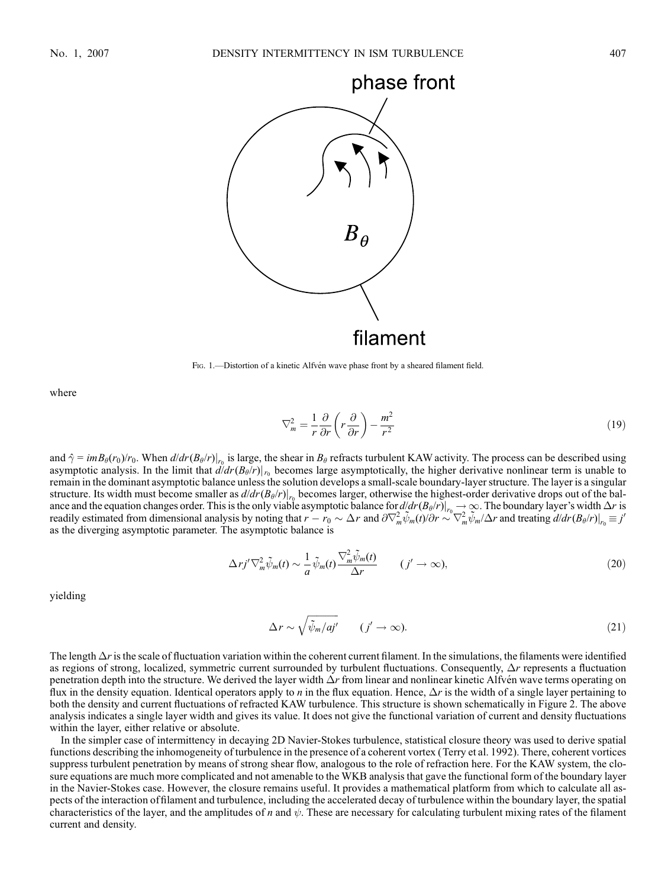FIG. 1.—Distortion of a kinetic Alfvén wave phase front by a sheared filament field.

where

$$\nabla_m^2 = \frac{1}{r}\frac{\partial}{\partial r}\left(r\frac{\partial}{\partial r}\right) - \frac{m^2}{r^2} \tag{19}$$

and $\hat{\gamma} = imB_\theta(r_0)/r_0$. When $d/dr(B_\theta/r)|_{r_0}$ is large, the shear in $B_\theta$ refracts turbulent KAW activity. The process can be described using asymptotic analysis. In the limit that $d/dr(B_\theta/r)|_{r_0}$ becomes large asymptotically, the higher derivative nonlinear term is unable to remain in the dominant asymptotic balance unless the solution develops a small-scale boundary-layer structure. The layer is a singular structure. Its width must become smaller as $d/dr(B_\theta/r)|_{r_0}$ becomes larger, otherwise the highest-order derivative drops out of the balance and the equation changes order. This is the only viable asymptotic balance for $d/dr(B_\theta/r)|_{r_0} \to \infty$. The boundary layer's width $\Delta r$ is readily estimated from dimensional analysis by noting that $r - r_0 \sim \Delta r$ and $\partial\nabla_m^2\tilde{\psi}_m(t)/\partial r \sim \nabla_m^2\tilde{\psi}_m/\Delta r$ and treating $d/dr(B_\theta/r)|_{r_0} \equiv j'$ as the diverging asymptotic parameter. The asymptotic balance is

$$\Delta r j' \nabla_m^2 \tilde{\psi}_m(t) \sim \frac{1}{a}\tilde{\psi}_m(t)\frac{\nabla_m^2\tilde{\psi}_m(t)}{\Delta r} \qquad (j' \to \infty), \tag{20}$$

yielding

$$\Delta r \sim \sqrt{\tilde{\psi}_m/aj'} \qquad (j' \to \infty). \tag{21}$$

The length $\Delta r$ is the scale of fluctuation variation within the coherent current filament. In the simulations, the filaments were identified as regions of strong, localized, symmetric current surrounded by turbulent fluctuations. Consequently, $\Delta r$ represents a fluctuation penetration depth into the structure. We derived the layer width $\Delta r$ from linear and nonlinear kinetic Alfvén wave terms operating on flux in the density equation. Identical operators apply to $n$ in the flux equation. Hence, $\Delta r$ is the width of a single layer pertaining to both the density and current fluctuations of refracted KAW turbulence. This structure is shown schematically in Figure 2. The above analysis indicates a single layer width and gives its value. It does not give the functional variation of current and density fluctuations within the layer, either relative or absolute.

In the simpler case of intermittency in decaying 2D Navier-Stokes turbulence, statistical closure theory was used to derive spatial functions describing the inhomogeneity of turbulence in the presence of a coherent vortex (Terry et al. 1992). There, coherent vortices suppress turbulent penetration by means of strong shear flow, analogous to the role of refraction here. For the KAW system, the closure equations are much more complicated and not amenable to the WKB analysis that gave the functional form of the boundary layer in the Navier-Stokes case. However, the closure remains useful. It provides a mathematical platform from which to calculate all aspects of the interaction of filament and turbulence, including the accelerated decay of turbulence within the boundary layer, the spatial characteristics of the layer, and the amplitudes of $n$ and $\psi$. These are necessary for calculating turbulent mixing rates of the filament current and density.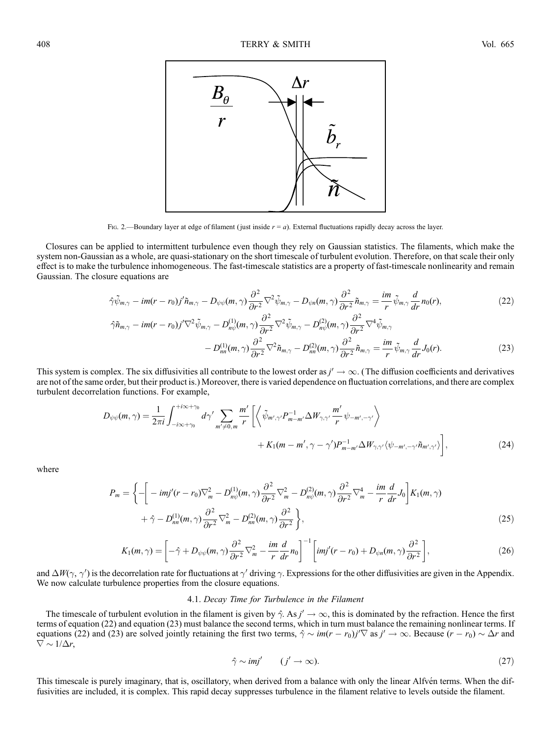Fig. 2.—Boundary layer at edge of filament (just inside $r = a$). External fluctuations rapidly decay across the layer.

Closures can be applied to intermittent turbulence even though they rely on Gaussian statistics. The filaments, which make the system non-Gaussian as a whole, are quasi-stationary on the short timescale of turbulent evolution. Therefore, on that scale their only effect is to make the turbulence inhomogeneous. The fast-timescale statistics are a property of fast-timescale nonlinearity and remain Gaussian. The closure equations are

$$\hat{\gamma}\tilde{\psi}_{m,\gamma} - im(r - r_0)j'\tilde{n}_{m,\gamma} - D_{\psi\psi}(m,\gamma)\frac{\partial^2}{\partial r^2}\nabla^2\tilde{\psi}_{m,\gamma} - D_{\psi n}(m,\gamma)\frac{\partial^2}{\partial r^2}\tilde{n}_{m,\gamma} = \frac{im}{r}\tilde{\psi}_{m,\gamma}\frac{d}{dr}n_0(r), \tag{22}$$

$$\hat{\gamma}\tilde{n}_{m,\gamma} - im(r - r_0)j'\nabla^2\tilde{\psi}_{m,\gamma} - D^{(1)}_{n\psi}(m,\gamma)\frac{\partial^2}{\partial r^2}\nabla^2\tilde{\psi}_{m,\gamma} - D^{(2)}_{n\psi}(m,\gamma)\frac{\partial^2}{\partial r^2}\nabla^4\tilde{\psi}_{m,\gamma}$$
$$- D^{(1)}_{nn}(m,\gamma)\frac{\partial^2}{\partial r^2}\nabla^2\tilde{n}_{m,\gamma} - D^{(2)}_{nn}(m,\gamma)\frac{\partial^2}{\partial r^2}\tilde{n}_{m,\gamma} = \frac{im}{r}\tilde{\psi}_{m,\gamma}\frac{d}{dr}J_0(r). \tag{23}$$

This system is complex. The six diffusivities all contribute to the lowest order as $j' \to \infty$. (The diffusion coefficients and derivatives are not of the same order, but their product is.) Moreover, there is varied dependence on fluctuation correlations, and there are complex turbulent decorrelation functions. For example,

$$D_{\psi\psi}(m,\gamma) = \frac{1}{2\pi i}\int_{-i\infty+\gamma_0}^{+i\infty+\gamma_0} d\gamma' \sum_{m'\neq 0,m}\frac{m'}{r}\left[\left\langle \tilde{\psi}_{m',\gamma'}P^{-1}_{m-m'}\Delta W_{\gamma,\gamma'}\frac{m'}{r}\psi_{-m',-\gamma'}\right\rangle\right.$$
$$\left. + K_1(m - m', \gamma - \gamma')P^{-1}_{m-m'}\Delta W_{\gamma,\gamma'}\langle\psi_{-m',-\gamma'}\tilde{n}_{m',\gamma'}\rangle\right], \tag{24}$$

where

$$P_m = \left\{-\left[-imj'(r - r_0)\nabla^2_m - D^{(1)}_{n\psi}(m,\gamma)\frac{\partial^2}{\partial r^2}\nabla^2_m - D^{(2)}_{n\psi}(m,\gamma)\frac{\partial^2}{\partial r^2}\nabla^4_m - \frac{im}{r}\frac{d}{dr}J_0\right]K_1(m,\gamma)\right.$$
$$\left. + \hat{\gamma} - D^{(1)}_{nn}(m,\gamma)\frac{\partial^2}{\partial r^2}\nabla^2_m - D^{(2)}_{nn}(m,\gamma)\frac{\partial^2}{\partial r^2}\right\}, \tag{25}$$

$$K_1(m,\gamma) = \left[-\hat{\gamma} + D_{\psi\psi}(m,\gamma)\frac{\partial^2}{\partial r^2}\nabla^2_m - \frac{im}{r}\frac{d}{dr}n_0\right]^{-1}\left[imj'(r - r_0) + D_{\psi n}(m,\gamma)\frac{\partial^2}{\partial r^2}\right], \tag{26}$$

and $\Delta W(\gamma, \gamma')$ is the decorrelation rate for fluctuations at $\gamma'$ driving $\gamma$. Expressions for the other diffusivities are given in the Appendix. We now calculate turbulence properties from the closure equations.

### 4.1. *Decay Time for Turbulence in the Filament*

The timescale of turbulent evolution in the filament is given by $\hat{\gamma}$. As $j' \to \infty$, this is dominated by the refraction. Hence the first terms of equation (22) and equation (23) must balance the second terms, which in turn must balance the remaining nonlinear terms. If equations (22) and (23) are solved jointly retaining the first two terms, $\hat{\gamma} \sim im(r - r_0)j'\nabla$ as $j' \to \infty$. Because $(r - r_0) \sim \Delta r$ and $\nabla \sim 1/\Delta r$,

$$\hat{\gamma} \sim imj' \qquad (j' \to \infty). \tag{27}$$

This timescale is purely imaginary, that is, oscillatory, when derived from a balance with only the linear Alfvén terms. When the diffusivities are included, it is complex. This rapid decay suppresses turbulence in the filament relative to levels outside the filament.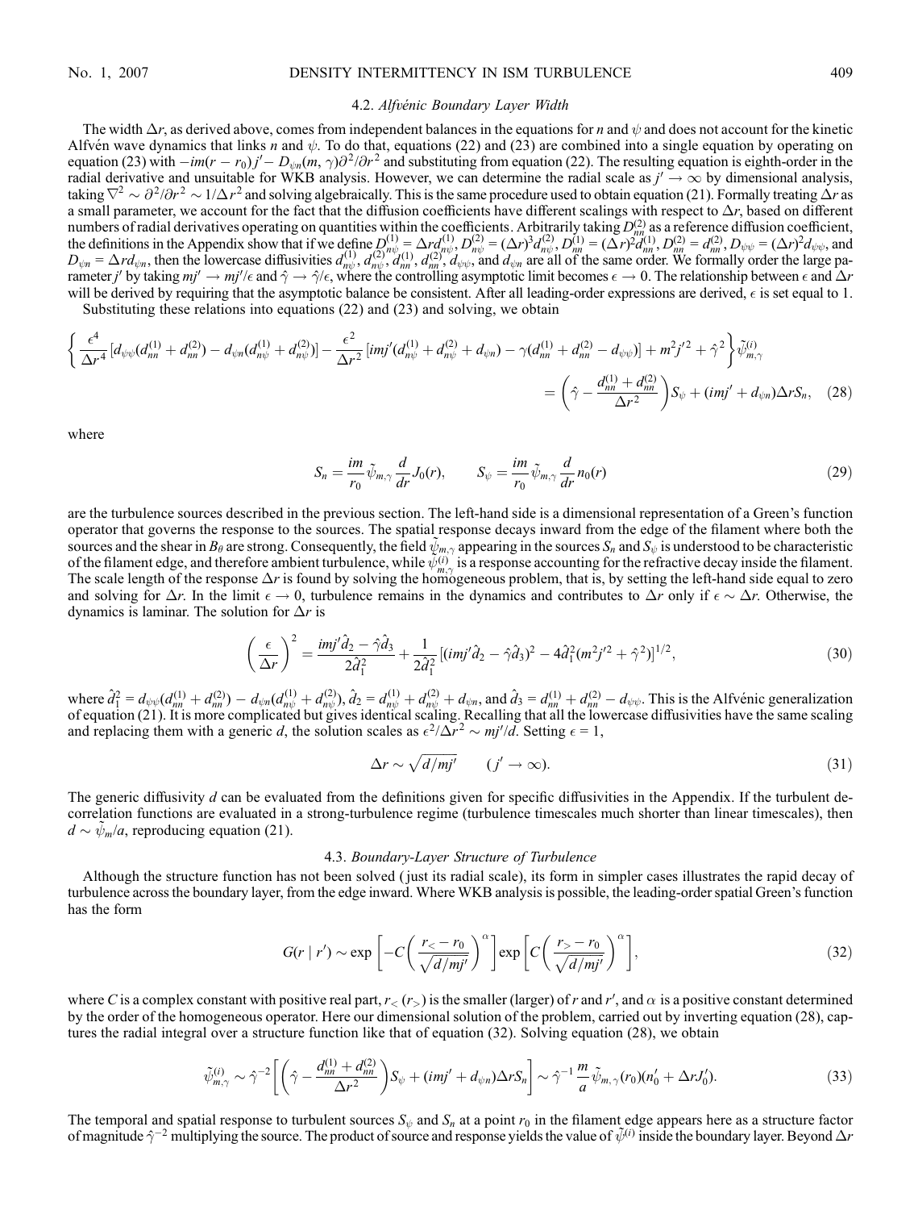### 4.2. *Alfvénic Boundary Layer Width*

The width $\Delta r$, as derived above, comes from independent balances in the equations for $n$ and $\psi$ and does not account for the kinetic Alfvén wave dynamics that links $n$ and $\psi$. To do that, equations (22) and (23) are combined into a single equation by operating on equation (23) with $-im(r-r_0)j' - D_{\psi n}(m,\gamma)\partial^2/\partial r^2$ and substituting from equation (22). The resulting equation is eighth-order in the radial derivative and unsuitable for WKB analysis. However, we can determine the radial scale as $j' \to \infty$ by dimensional analysis, taking $\nabla^2 \sim \partial^2/\partial r^2 \sim 1/\Delta r^2$ and solving algebraically. This is the same procedure used to obtain equation (21). Formally treating $\Delta r$ as a small parameter, we account for the fact that the diffusion coefficients have different scalings with respect to $\Delta r$, based on different numbers of radial derivatives operating on quantities within the coefficients. Arbitrarily taking $D_{nn}^{(2)}$ as a reference diffusion coefficient, the definitions in the Appendix show that if we define $D_{n\psi}^{(1)} = \Delta r d_{n\psi}^{(1)}$, $D_{n\psi}^{(2)} = (\Delta r)^3 d_{n\psi}^{(2)}$, $D_{nn}^{(1)} = (\Delta r)^2 d_{nn}^{(1)}$, $D_{nn}^{(2)} = d_{nn}^{(2)}$, $D_{\psi\psi} = (\Delta r)^2 d_{\psi\psi}$, and $D_{\psi n} = \Delta r d_{\psi n}$, then the lowercase diffusivities $d_{n\psi}^{(1)}$, $d_{n\psi}^{(2)}$, $d_{nn}^{(1)}$, $d_{nn}^{(2)}$, $d_{\psi\psi}$, and $d_{\psi n}$ are all of the same order. We formally order the large parameter $j'$ by taking $mj' \to mj'/\epsilon$ and $\hat{\gamma} \to \hat{\gamma}/\epsilon$, where the controlling asymptotic limit becomes $\epsilon \to 0$. The relationship between $\epsilon$ and $\Delta r$ will be derived by requiring that the asymptotic balance be consistent. After all leading-order expressions are derived, $\epsilon$ is set equal to 1.

Substituting these relations into equations (22) and (23) and solving, we obtain

$$
\left\{ \frac{\epsilon^4}{\Delta r^4}\left[d_{\psi\psi}(d_{nn}^{(1)} + d_{nn}^{(2)}) - d_{\psi n}(d_{n\psi}^{(1)} + d_{n\psi}^{(2)})\right] - \frac{\epsilon^2}{\Delta r^2}\left[imj'(d_{n\psi}^{(1)} + d_{n\psi}^{(2)} + d_{\psi n}) - \gamma(d_{nn}^{(1)} + d_{nn}^{(2)} - d_{\psi\psi})\right] + m^2 j'^2 + \hat{\gamma}^2 \right\} \tilde{\psi}_{m,\gamma}^{(i)}
= \left(\hat{\gamma} - \frac{d_{nn}^{(1)} + d_{nn}^{(2)}}{\Delta r^2}\right) S_\psi + (imj' + d_{\psi n})\Delta r S_n, \quad (28)
$$

where

$$
S_n = \frac{im}{r_0}\tilde{\psi}_{m,\gamma}\frac{d}{dr}J_0(r), \qquad S_\psi = \frac{im}{r_0}\tilde{\psi}_{m,\gamma}\frac{d}{dr}n_0(r) \quad (29)
$$

are the turbulence sources described in the previous section. The left-hand side is a dimensional representation of a Green's function operator that governs the response to the sources. The spatial response decays inward from the edge of the filament where both the sources and the shear in $B_\theta$ are strong. Consequently, the field $\tilde{\psi}_{m,\gamma}$ appearing in the sources $S_n$ and $S_\psi$ is understood to be characteristic of the filament edge, and therefore ambient turbulence, while $\tilde{\psi}_{m,\gamma}^{(i)}$ is a response accounting for the refractive decay inside the filament. The scale length of the response $\Delta r$ is found by solving the homogeneous problem, that is, by setting the left-hand side equal to zero and solving for $\Delta r$. In the limit $\epsilon \to 0$, turbulence remains in the dynamics and contributes to $\Delta r$ only if $\epsilon \sim \Delta r$. Otherwise, the dynamics is laminar. The solution for $\Delta r$ is

$$
\left(\frac{\epsilon}{\Delta r}\right)^2 = \frac{imj'\hat{d}_2 - \hat{\gamma}\hat{d}_3}{2\hat{d}_1^2} + \frac{1}{2\hat{d}_1^2}\left[(imj'\hat{d}_2 - \hat{\gamma}\hat{d}_3)^2 - 4\hat{d}_1^2(m^2 j'^2 + \hat{\gamma}^2)\right]^{1/2}, \quad (30)
$$

where $\hat{d}_1^2 = d_{\psi\psi}(d_{nn}^{(1)} + d_{nn}^{(2)}) - d_{\psi n}(d_{n\psi}^{(1)} + d_{n\psi}^{(2)})$, $\hat{d}_2 = d_{n\psi}^{(1)} + d_{n\psi}^{(2)} + d_{\psi n}$, and $\hat{d}_3 = d_{nn}^{(1)} + d_{nn}^{(2)} - d_{\psi\psi}$. This is the Alfvénic generalization of equation (21). It is more complicated but gives identical scaling. Recalling that all the lowercase diffusivities have the same scaling and replacing them with a generic $d$, the solution scales as $\epsilon^2/\Delta r^2 \sim mj'/d$. Setting $\epsilon = 1$,

$$
\Delta r \sim \sqrt{d/mj'} \qquad (j' \to \infty). \quad (31)
$$

The generic diffusivity $d$ can be evaluated from the definitions given for specific diffusivities in the Appendix. If the turbulent decorrelation functions are evaluated in a strong-turbulence regime (turbulence timescales much shorter than linear timescales), then $d \sim \tilde{\psi}_m/a$, reproducing equation (21).

### 4.3. *Boundary-Layer Structure of Turbulence*

Although the structure function has not been solved (just its radial scale), its form in simpler cases illustrates the rapid decay of turbulence across the boundary layer, from the edge inward. Where WKB analysis is possible, the leading-order spatial Green's function has the form

$$
G(r \mid r') \sim \exp\left[-C\left(\frac{r_< - r_0}{\sqrt{d/mj'}}\right)^\alpha\right]\exp\left[C\left(\frac{r_> - r_0}{\sqrt{d/mj'}}\right)^\alpha\right], \quad (32)
$$

where $C$ is a complex constant with positive real part, $r_<$ ($r_>$) is the smaller (larger) of $r$ and $r'$, and $\alpha$ is a positive constant determined by the order of the homogeneous operator. Here our dimensional solution of the problem, carried out by inverting equation (28), captures the radial integral over a structure function like that of equation (32). Solving equation (28), we obtain

$$
\tilde{\psi}_{m,\gamma}^{(i)} \sim \hat{\gamma}^{-2}\left[\left(\hat{\gamma} - \frac{d_{nn}^{(1)} + d_{nn}^{(2)}}{\Delta r^2}\right)S_\psi + (imj' + d_{\psi n})\Delta r S_n\right] \sim \hat{\gamma}^{-1}\frac{m}{a}\tilde{\psi}_{m,\gamma}(r_0)(n_0' + \Delta r J_0'). \quad (33)
$$

The temporal and spatial response to turbulent sources $S_\psi$ and $S_n$ at a point $r_0$ in the filament edge appears here as a structure factor of magnitude $\hat{\gamma}^{-2}$ multiplying the source. The product of source and response yields the value of $\tilde{\psi}^{(i)}$ inside the boundary layer. Beyond $\Delta r$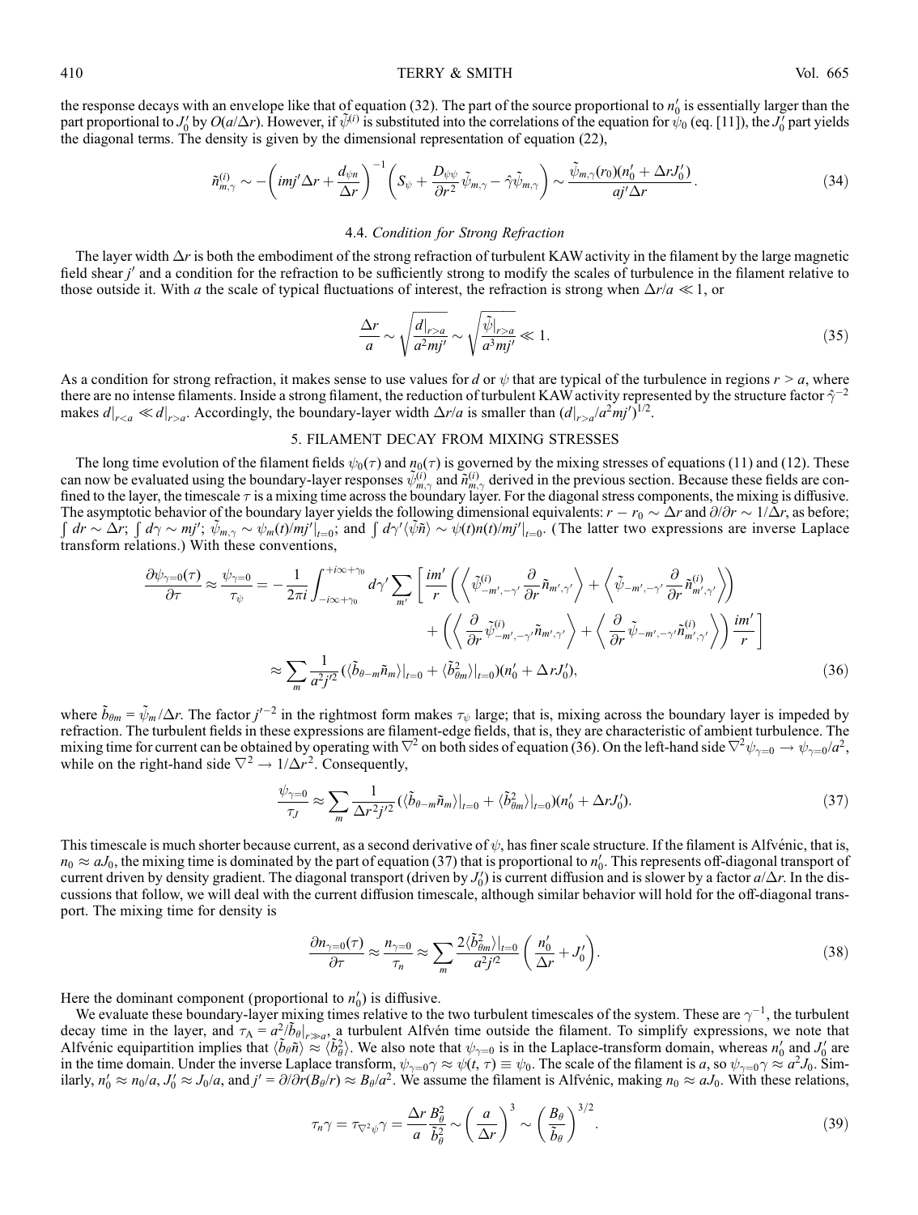the response decays with an envelope like that of equation (32). The part of the source proportional to $n_0'$ is essentially larger than the part proportional to $J_0'$ by $O(a/\Delta r)$. However, if $\tilde{\psi}^{(i)}$ is substituted into the correlations of the equation for $\psi_0$ (eq. [11]), the $J_0'$ part yields the diagonal terms. The density is given by the dimensional representation of equation (22),

$$\tilde{n}^{(i)}_{m,\gamma} \sim -\left(imj'\Delta r + \frac{d_{\psi n}}{\Delta r}\right)^{-1}\left(S_\psi + \frac{D_{\psi\psi}}{\partial r^2}\tilde{\psi}_{m,\gamma} - \hat{\gamma}\tilde{\psi}_{m,\gamma}\right) \sim \frac{\tilde{\psi}_{m,\gamma}(r_0)(n_0' + \Delta r J_0')}{aj'\Delta r}. \tag{34}$$

### 4.4. *Condition for Strong Refraction*

The layer width $\Delta r$ is both the embodiment of the strong refraction of turbulent KAW activity in the filament by the large magnetic field shear $j'$ and a condition for the refraction to be sufficiently strong to modify the scales of turbulence in the filament relative to those outside it. With $a$ the scale of typical fluctuations of interest, the refraction is strong when $\Delta r/a \ll 1$, or

$$\frac{\Delta r}{a} \sim \sqrt{\frac{d|_{r>a}}{a^2 mj'}} \sim \sqrt{\frac{\tilde{\psi}|_{r>a}}{a^3 mj'}} \ll 1. \tag{35}$$

As a condition for strong refraction, it makes sense to use values for $d$ or $\psi$ that are typical of the turbulence in regions $r > a$, where there are no intense filaments. Inside a strong filament, the reduction of turbulent KAW activity represented by the structure factor $\hat{\gamma}^{-2}$ makes $d|_{r<a} \ll d|_{r>a}$. Accordingly, the boundary-layer width $\Delta r/a$ is smaller than $(d|_{r>a}/a^2mj')^{1/2}$.

## 5. FILAMENT DECAY FROM MIXING STRESSES

The long time evolution of the filament fields $\psi_0(\tau)$ and $n_0(\tau)$ is governed by the mixing stresses of equations (11) and (12). These can now be evaluated using the boundary-layer responses $\tilde{\psi}^{(i)}_{m,\gamma}$ and $\tilde{n}^{(i)}_{m,\gamma}$ derived in the previous section. Because these fields are confined to the layer, the timescale $\tau$ is a mixing time across the boundary layer. For the diagonal stress components, the mixing is diffusive. The asymptotic behavior of the boundary layer yields the following dimensional equivalents: $r - r_0 \sim \Delta r$ and $\partial/\partial r \sim 1/\Delta r$, as before; $\int dr \sim \Delta r$; $\int d\gamma \sim mj'$; $\tilde{\psi}_{m,\gamma} \sim \psi_m(t)/mj'|_{t=0}$; and $\int d\gamma' \langle \tilde{\psi}\tilde{n}\rangle \sim \psi(t)n(t)/mj'|_{t=0}$. (The latter two expressions are inverse Laplace transform relations.) With these conventions,

$$\begin{aligned}
\frac{\partial \psi_{\gamma=0}(\tau)}{\partial \tau} \approx \frac{\psi_{\gamma=0}}{\tau_\psi} = &-\frac{1}{2\pi i}\int_{-i\infty+\gamma_0}^{+i\infty+\gamma_0} d\gamma' \sum_{m'}\left[\frac{im'}{r}\left(\left\langle \tilde{\psi}^{(i)}_{-m',-\gamma'}\frac{\partial}{\partial r}\tilde{n}_{m',\gamma'}\right\rangle + \left\langle \tilde{\psi}_{-m',-\gamma'}\frac{\partial}{\partial r}\tilde{n}^{(i)}_{m',\gamma'}\right\rangle\right)\right. \\
&\left. + \left(\left\langle \frac{\partial}{\partial r}\tilde{\psi}^{(i)}_{-m',-\gamma'}\tilde{n}_{m',\gamma'}\right\rangle + \left\langle \frac{\partial}{\partial r}\tilde{\psi}_{-m',-\gamma'}\tilde{n}^{(i)}_{m',\gamma'}\right\rangle\right)\frac{im'}{r}\right] \\
\approx &\sum_m \frac{1}{a^2 j'^2}\left(\langle \tilde{b}_{\theta -m}\tilde{n}_m\rangle|_{t=0} + \langle \tilde{b}^2_{\theta m}\rangle|_{t=0}\right)(n_0' + \Delta r J_0'),
\end{aligned} \tag{36}$$

where $\tilde{b}_{\theta m} = \tilde{\psi}_m/\Delta r$. The factor $j'^{-2}$ in the rightmost form makes $\tau_\psi$ large; that is, mixing across the boundary layer is impeded by refraction. The turbulent fields in these expressions are filament-edge fields, that is, they are characteristic of ambient turbulence. The mixing time for current can be obtained by operating with $\nabla^2$ on both sides of equation (36). On the left-hand side $\nabla^2\psi_{\gamma=0} \to \psi_{\gamma=0}/a^2$, while on the right-hand side $\nabla^2 \to 1/\Delta r^2$. Consequently,

$$\frac{\psi_{\gamma=0}}{\tau_J} \approx \sum_m \frac{1}{\Delta r^2 j'^2}\left(\langle \tilde{b}_{\theta -m}\tilde{n}_m\rangle|_{t=0} + \langle \tilde{b}^2_{\theta m}\rangle|_{t=0}\right)(n_0' + \Delta r J_0'). \tag{37}$$

This timescale is much shorter because current, as a second derivative of $\psi$, has finer scale structure. If the filament is Alfvénic, that is, $n_0 \approx aJ_0$, the mixing time is dominated by the part of equation (37) that is proportional to $n_0'$. This represents off-diagonal transport of current driven by density gradient. The diagonal transport (driven by $J_0'$) is current diffusion and is slower by a factor $a/\Delta r$. In the discussions that follow, we will deal with the current diffusion timescale, although similar behavior will hold for the off-diagonal transport. The mixing time for density is

$$\frac{\partial n_{\gamma=0}(\tau)}{\partial \tau} \approx \frac{n_{\gamma=0}}{\tau_n} \approx \sum_m \frac{2\langle \tilde{b}^2_{\theta m}\rangle|_{t=0}}{a^2 j'^2}\left(\frac{n_0'}{\Delta r} + J_0'\right). \tag{38}$$

Here the dominant component (proportional to $n_0'$) is diffusive.

We evaluate these boundary-layer mixing times relative to the two turbulent timescales of the system. These are $\gamma^{-1}$, the turbulent decay time in the layer, and $\tau_A = a^2/\tilde{b}_\theta|_{r\gg a}$, a turbulent Alfvén time outside the filament. To simplify expressions, we note that Alfvénic equipartition implies that $\langle \tilde{b}_\theta \tilde{n}\rangle \approx \langle \tilde{b}^2_\theta\rangle$. We also note that $\psi_{\gamma=0}$ is in the Laplace-transform domain, whereas $n_0'$ and $J_0'$ are in the time domain. Under the inverse Laplace transform, $\psi_{\gamma=0}\gamma \approx \psi(t, \tau) \equiv \psi_0$. The scale of the filament is $a$, so $\psi_{\gamma=0}\gamma \approx a^2 J_0$. Similarly, $n_0' \approx n_0/a$, $J_0' \approx J_0/a$, and $j' = \partial/\partial r(B_\theta/r) \approx B_\theta/a^2$. We assume the filament is Alfvénic, making $n_0 \approx aJ_0$. With these relations,

$$\tau_n\gamma = \tau_{\nabla^2\psi}\gamma = \frac{\Delta r}{a}\frac{B_\theta^2}{\tilde{b}_\theta^2} \sim \left(\frac{a}{\Delta r}\right)^3 \sim \left(\frac{B_\theta}{\tilde{b}_\theta}\right)^{3/2}. \tag{39}$$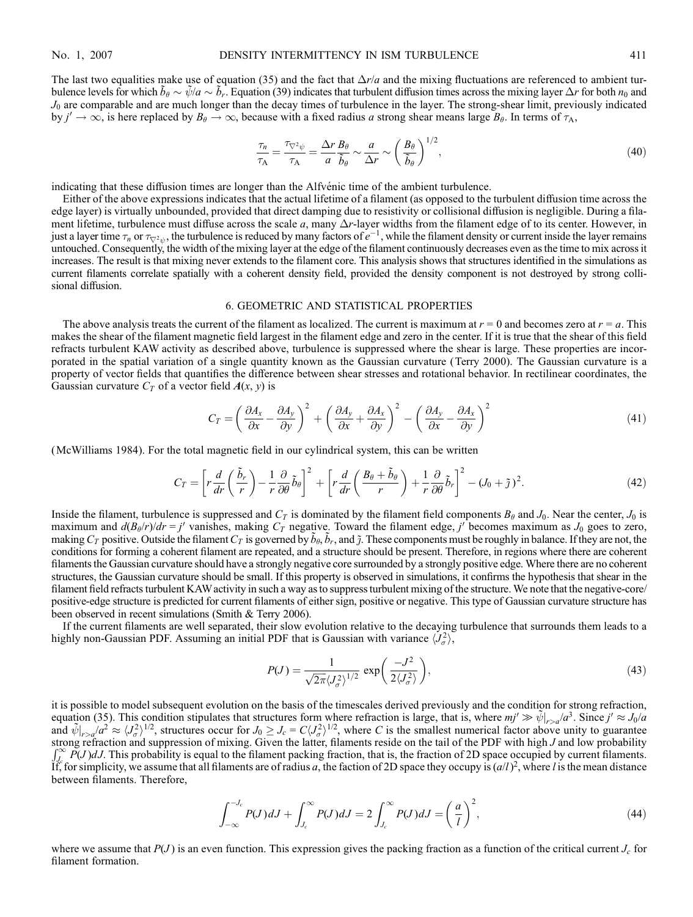The last two equalities make use of equation (35) and the fact that $\Delta r/a$ and the mixing fluctuations are referenced to ambient turbulence levels for which $\tilde{b}_\theta \sim \tilde{\psi}/a \sim \tilde{b}_r$. Equation (39) indicates that turbulent diffusion times across the mixing layer $\Delta r$ for both $n_0$ and $J_0$ are comparable and are much longer than the decay times of turbulence in the layer. The strong-shear limit, previously indicated by $j' \rightarrow \infty$, is here replaced by $B_\theta \rightarrow \infty$, because with a fixed radius $a$ strong shear means large $B_\theta$. In terms of $\tau_\mathrm{A}$,

$$
\frac{\tau_n}{\tau_\mathrm{A}} = \frac{\tau_{\nabla^2\psi}}{\tau_\mathrm{A}} = \frac{\Delta r}{a}\frac{B_\theta}{\tilde{b}_\theta} \sim \frac{a}{\Delta r} \sim \left(\frac{B_\theta}{\tilde{b}_\theta}\right)^{1/2}, \tag{40}
$$

indicating that these diffusion times are longer than the Alfvénic time of the ambient turbulence.

Either of the above expressions indicates that the actual lifetime of a filament (as opposed to the turbulent diffusion time across the edge layer) is virtually unbounded, provided that direct damping due to resistivity or collisional diffusion is negligible. During a filament lifetime, turbulence must diffuse across the scale $a$, many $\Delta r$-layer widths from the filament edge of to its center. However, in just a layer time $\tau_n$ or $\tau_{\nabla^2\psi}$, the turbulence is reduced by many factors of $e^{-1}$, while the filament density or current inside the layer remains untouched. Consequently, the width of the mixing layer at the edge of the filament continuously decreases even as the time to mix across it increases. The result is that mixing never extends to the filament core. This analysis shows that structures identified in the simulations as current filaments correlate spatially with a coherent density field, provided the density component is not destroyed by strong collisional diffusion.

## 6. GEOMETRIC AND STATISTICAL PROPERTIES

The above analysis treats the current of the filament as localized. The current is maximum at $r = 0$ and becomes zero at $r = a$. This makes the shear of the filament magnetic field largest in the filament edge and zero in the center. If it is true that the shear of this field refracts turbulent KAW activity as described above, turbulence is suppressed where the shear is large. These properties are incorporated in the spatial variation of a single quantity known as the Gaussian curvature (Terry 2000). The Gaussian curvature is a property of vector fields that quantifies the difference between shear stresses and rotational behavior. In rectilinear coordinates, the Gaussian curvature $C_T$ of a vector field $\boldsymbol{A}(x, y)$ is

$$
C_T = \left(\frac{\partial A_x}{\partial x} - \frac{\partial A_y}{\partial y}\right)^2 + \left(\frac{\partial A_y}{\partial x} + \frac{\partial A_x}{\partial y}\right)^2 - \left(\frac{\partial A_y}{\partial x} - \frac{\partial A_x}{\partial y}\right)^2 \tag{41}
$$

(McWilliams 1984). For the total magnetic field in our cylindrical system, this can be written

$$
C_T = \left[r\frac{d}{dr}\left(\frac{\tilde{b}_r}{r}\right) - \frac{1}{r}\frac{\partial}{\partial\theta}\tilde{b}_\theta\right]^2 + \left[r\frac{d}{dr}\left(\frac{B_\theta + \tilde{b}_\theta}{r}\right) + \frac{1}{r}\frac{\partial}{\partial\theta}\tilde{b}_r\right]^2 - (J_0 + \tilde{j}\,)^2. \tag{42}
$$

Inside the filament, turbulence is suppressed and $C_T$ is dominated by the filament field components $B_\theta$ and $J_0$. Near the center, $J_0$ is maximum and $d(B_\theta/r)/dr = j'$ vanishes, making $C_T$ negative. Toward the filament edge, $j'$ becomes maximum as $J_0$ goes to zero, making $C_T$ positive. Outside the filament $C_T$ is governed by $\tilde{b}_\theta$, $\tilde{b}_r$, and $\tilde{j}$. These components must be roughly in balance. If they are not, the conditions for forming a coherent filament are repeated, and a structure should be present. Therefore, in regions where there are coherent filaments the Gaussian curvature should have a strongly negative core surrounded by a strongly positive edge. Where there are no coherent structures, the Gaussian curvature should be small. If this property is observed in simulations, it confirms the hypothesis that shear in the filament field refracts turbulent KAW activity in such a way as to suppress turbulent mixing of the structure. We note that the negative-core/positive-edge structure is predicted for current filaments of either sign, positive or negative. This type of Gaussian curvature structure has been observed in recent simulations (Smith & Terry 2006).

If the current filaments are well separated, their slow evolution relative to the decaying turbulence that surrounds them leads to a highly non-Gaussian PDF. Assuming an initial PDF that is Gaussian with variance $\langle J_\sigma^2\rangle$,

$$
P(J) = \frac{1}{\sqrt{2\pi}\langle J_\sigma^2\rangle^{1/2}}\exp\left(\frac{-J^2}{2\langle J_\sigma^2\rangle}\right), \tag{43}
$$

it is possible to model subsequent evolution on the basis of the timescales derived previously and the condition for strong refraction, equation (35). This condition stipulates that structures form where refraction is large, that is, where $mj' \gg \tilde{\psi}|_{r>a}/a^3$. Since $j' \approx J_0/a$ and $\tilde{\psi}|_{r>a}/a^2 \approx \langle J_\sigma^2\rangle^{1/2}$, structures occur for $J_0 \geq J_c = C\langle J_\sigma^2\rangle^{1/2}$, where $C$ is the smallest numerical factor above unity to guarantee strong refraction and suppression of mixing. Given the latter, filaments reside on the tail of the PDF with high $J$ and low probability $\int_{J_c}^{\infty} P(J)dJ$. This probability is equal to the filament packing fraction, that is, the fraction of 2D space occupied by current filaments. If, for simplicity, we assume that all filaments are of radius $a$, the faction of 2D space they occupy is $(a/l\,)^2$, where $l$ is the mean distance between filaments. Therefore,

$$
\int_{-\infty}^{-J_c} P(J)dJ + \int_{J_c}^{\infty} P(J)dJ = 2\int_{J_c}^{\infty} P(J)dJ = \left(\frac{a}{l}\right)^2, \tag{44}
$$

where we assume that $P(J)$ is an even function. This expression gives the packing fraction as a function of the critical current $J_c$ for filament formation.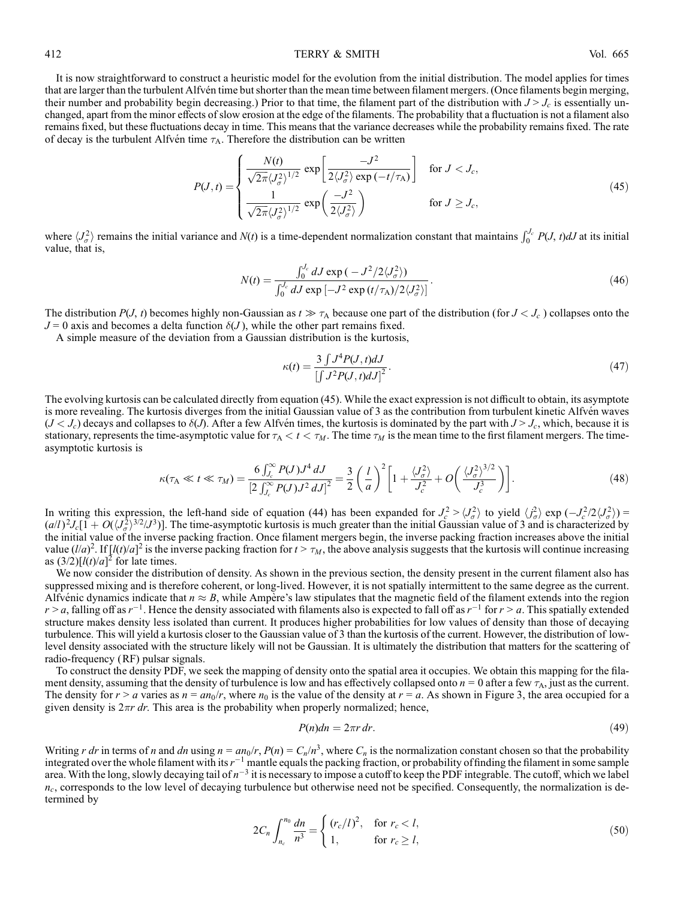It is now straightforward to construct a heuristic model for the evolution from the initial distribution. The model applies for times that are larger than the turbulent Alfvén time but shorter than the mean time between filament mergers. (Once filaments begin merging, their number and probability begin decreasing.) Prior to that time, the filament part of the distribution with $J > J_c$ is essentially unchanged, apart from the minor effects of slow erosion at the edge of the filaments. The probability that a fluctuation is not a filament also remains fixed, but these fluctuations decay in time. This means that the variance decreases while the probability remains fixed. The rate of decay is the turbulent Alfvén time $\tau_A$. Therefore the distribution can be written

$$P(J,t) = \begin{cases} \dfrac{N(t)}{\sqrt{2\pi}\langle J_\sigma^2\rangle^{1/2}} \exp\left[\dfrac{-J^2}{2\langle J_\sigma^2\rangle \exp(-t/\tau_A)}\right] & \text{for } J < J_c, \\ \dfrac{1}{\sqrt{2\pi}\langle J_\sigma^2\rangle^{1/2}} \exp\left(\dfrac{-J^2}{2\langle J_\sigma^2\rangle}\right) & \text{for } J \geq J_c, \end{cases} \tag{45}$$

where $\langle J_\sigma^2\rangle$ remains the initial variance and $N(t)$ is a time-dependent normalization constant that maintains $\int_0^{J_c} P(J,t)dJ$ at its initial value, that is,

$$N(t) = \frac{\int_0^{J_c} dJ \exp\left(-J^2/2\langle J_\sigma^2\rangle\right)}{\int_0^{J_c} dJ \exp\left[-J^2\exp(t/\tau_A)/2\langle J_\sigma^2\rangle\right]}. \tag{46}$$

The distribution $P(J,t)$ becomes highly non-Gaussian as $t \gg \tau_A$ because one part of the distribution (for $J < J_c$) collapses onto the $J = 0$ axis and becomes a delta function $\delta(J)$, while the other part remains fixed.

A simple measure of the deviation from a Gaussian distribution is the kurtosis,

$$\kappa(t) = \frac{3\int J^4 P(J,t)dJ}{\left[\int J^2 P(J,t)dJ\right]^2}. \tag{47}$$

The evolving kurtosis can be calculated directly from equation (45). While the exact expression is not difficult to obtain, its asymptote is more revealing. The kurtosis diverges from the initial Gaussian value of 3 as the contribution from turbulent kinetic Alfvén waves ($J < J_c$) decays and collapses to $\delta(J)$. After a few Alfvén times, the kurtosis is dominated by the part with $J > J_c$, which, because it is stationary, represents the time-asymptotic value for $\tau_A < t < \tau_M$. The time $\tau_M$ is the mean time to the first filament mergers. The time-asymptotic kurtosis is

$$\kappa(\tau_A \ll t \ll \tau_M) = \frac{6\int_{J_c}^{\infty} P(J)J^4\,dJ}{\left[2\int_{J_c}^{\infty} P(J)J^2\,dJ\right]^2} = \frac{3}{2}\left(\frac{l}{a}\right)^2\left[1 + \frac{\langle J_\sigma^2\rangle}{J_c^2} + O\left(\frac{\langle J_\sigma^2\rangle^{3/2}}{J_c^3}\right)\right]. \tag{48}$$

In writing this expression, the left-hand side of equation (44) has been expanded for $J_c^2 > \langle J_\sigma^2\rangle$ to yield $\langle j_\sigma^2\rangle \exp(-J_c^2/2\langle J_\sigma^2\rangle) = (a/l)^2 J_c[1 + O(\langle J_\sigma^2\rangle^{3/2}/J^3)]$. The time-asymptotic kurtosis is much greater than the initial Gaussian value of 3 and is characterized by the initial value of the inverse packing fraction. Once filament mergers begin, the inverse packing fraction increases above the initial value $(l/a)^2$. If $[l(t)/a]^2$ is the inverse packing fraction for $t > \tau_M$, the above analysis suggests that the kurtosis will continue increasing as $(3/2)[l(t)/a]^2$ for late times.

We now consider the distribution of density. As shown in the previous section, the density present in the current filament also has suppressed mixing and is therefore coherent, or long-lived. However, it is not spatially intermittent to the same degree as the current. Alfvénic dynamics indicate that $n \approx B$, while Ampère's law stipulates that the magnetic field of the filament extends into the region $r > a$, falling off as $r^{-1}$. Hence the density associated with filaments also is expected to fall off as $r^{-1}$ for $r > a$. This spatially extended structure makes density less isolated than current. It produces higher probabilities for low values of density than those of decaying turbulence. This will yield a kurtosis closer to the Gaussian value of 3 than the kurtosis of the current. However, the distribution of low-level density associated with the structure likely will not be Gaussian. It is ultimately the distribution that matters for the scattering of radio-frequency (RF) pulsar signals.

To construct the density PDF, we seek the mapping of density onto the spatial area it occupies. We obtain this mapping for the filament density, assuming that the density of turbulence is low and has effectively collapsed onto $n = 0$ after a few $\tau_A$, just as the current. The density for $r > a$ varies as $n = an_0/r$, where $n_0$ is the value of the density at $r = a$. As shown in Figure 3, the area occupied for a given density is $2\pi r\,dr$. This area is the probability when properly normalized; hence,

$$P(n)dn = 2\pi r\,dr. \tag{49}$$

Writing $r\,dr$ in terms of $n$ and $dn$ using $n = an_0/r$, $P(n) = C_n/n^3$, where $C_n$ is the normalization constant chosen so that the probability integrated over the whole filament with its $r^{-1}$ mantle equals the packing fraction, or probability of finding the filament in some sample area. With the long, slowly decaying tail of $n^{-3}$ it is necessary to impose a cutoff to keep the PDF integrable. The cutoff, which we label $n_c$, corresponds to the low level of decaying turbulence but otherwise need not be specified. Consequently, the normalization is determined by

$$2C_n\int_{n_c}^{n_0}\frac{dn}{n^3} = \begin{cases} (r_c/l)^2, & \text{for } r_c < l, \\ 1, & \text{for } r_c \geq l, \end{cases} \tag{50}$$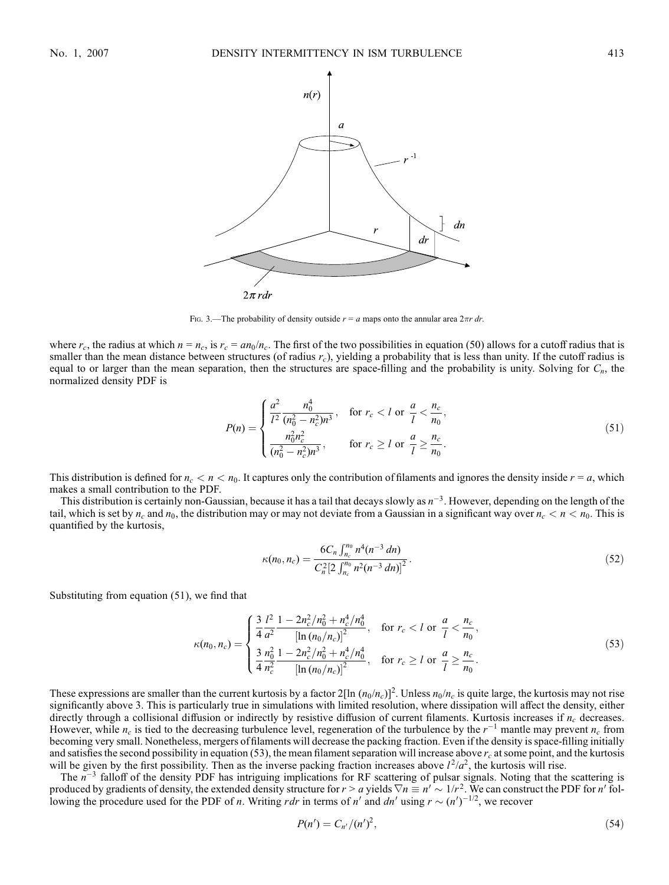FIG. 3.—The probability of density outside $r = a$ maps onto the annular area $2\pi r\, dr$.

where $r_c$, the radius at which $n = n_c$, is $r_c = an_0/n_c$. The first of the two possibilities in equation (50) allows for a cutoff radius that is smaller than the mean distance between structures (of radius $r_c$), yielding a probability that is less than unity. If the cutoff radius is equal to or larger than the mean separation, then the structures are space-filling and the probability is unity. Solving for $C_n$, the normalized density PDF is

$$P(n) = \begin{cases} \dfrac{a^2}{l^2}\dfrac{n_0^4}{(n_0^2 - n_c^2)n^3}, & \text{for } r_c < l \text{ or } \dfrac{a}{l} < \dfrac{n_c}{n_0}, \\[2ex] \dfrac{n_0^2 n_c^2}{(n_0^2 - n_c^2)n^3}, & \text{for } r_c \geq l \text{ or } \dfrac{a}{l} \geq \dfrac{n_c}{n_0}. \end{cases} \tag{51}$$

This distribution is defined for $n_c < n < n_0$. It captures only the contribution of filaments and ignores the density inside $r = a$, which makes a small contribution to the PDF.

This distribution is certainly non-Gaussian, because it has a tail that decays slowly as $n^{-3}$. However, depending on the length of the tail, which is set by $n_c$ and $n_0$, the distribution may or may not deviate from a Gaussian in a significant way over $n_c < n < n_0$. This is quantified by the kurtosis,

$$\kappa(n_0, n_c) = \frac{6C_n \int_{n_c}^{n_0} n^4 (n^{-3}\, dn)}{C_n^2 \left[2\int_{n_c}^{n_0} n^2 (n^{-3}\, dn)\right]^2}. \tag{52}$$

Substituting from equation (51), we find that

$$\kappa(n_0, n_c) = \begin{cases} \dfrac{3}{4}\dfrac{l^2}{a^2}\dfrac{1 - 2n_c^2/n_0^2 + n_c^4/n_0^4}{[\ln(n_0/n_c)]^2}, & \text{for } r_c < l \text{ or } \dfrac{a}{l} < \dfrac{n_c}{n_0}, \\[2ex] \dfrac{3}{4}\dfrac{n_0^2}{n_c^2}\dfrac{1 - 2n_c^2/n_0^2 + n_c^4/n_0^4}{[\ln(n_0/n_c)]^2}, & \text{for } r_c \geq l \text{ or } \dfrac{a}{l} \geq \dfrac{n_c}{n_0}. \end{cases} \tag{53}$$

These expressions are smaller than the current kurtosis by a factor $2[\ln(n_0/n_c)]^2$. Unless $n_0/n_c$ is quite large, the kurtosis may not rise significantly above 3. This is particularly true in simulations with limited resolution, where dissipation will affect the density, either directly through a collisional diffusion or indirectly by resistive diffusion of current filaments. Kurtosis increases if $n_c$ decreases. However, while $n_c$ is tied to the decreasing turbulence level, regeneration of the turbulence by the $r^{-1}$ mantle may prevent $n_c$ from becoming very small. Nonetheless, mergers of filaments will decrease the packing fraction. Even if the density is space-filling initially and satisfies the second possibility in equation (53), the mean filament separation will increase above $r_c$ at some point, and the kurtosis will be given by the first possibility. Then as the inverse packing fraction increases above $l^2/a^2$, the kurtosis will rise.

The $n^{-3}$ falloff of the density PDF has intriguing implications for RF scattering of pulsar signals. Noting that the scattering is produced by gradients of density, the extended density structure for $r > a$ yields $\nabla n \equiv n' \sim 1/r^2$. We can construct the PDF for $n'$ following the procedure used for the PDF of $n$. Writing $r dr$ in terms of $n'$ and $dn'$ using $r \sim (n')^{-1/2}$, we recover

$$P(n') = C_{n'}/(n')^2, \tag{54}$$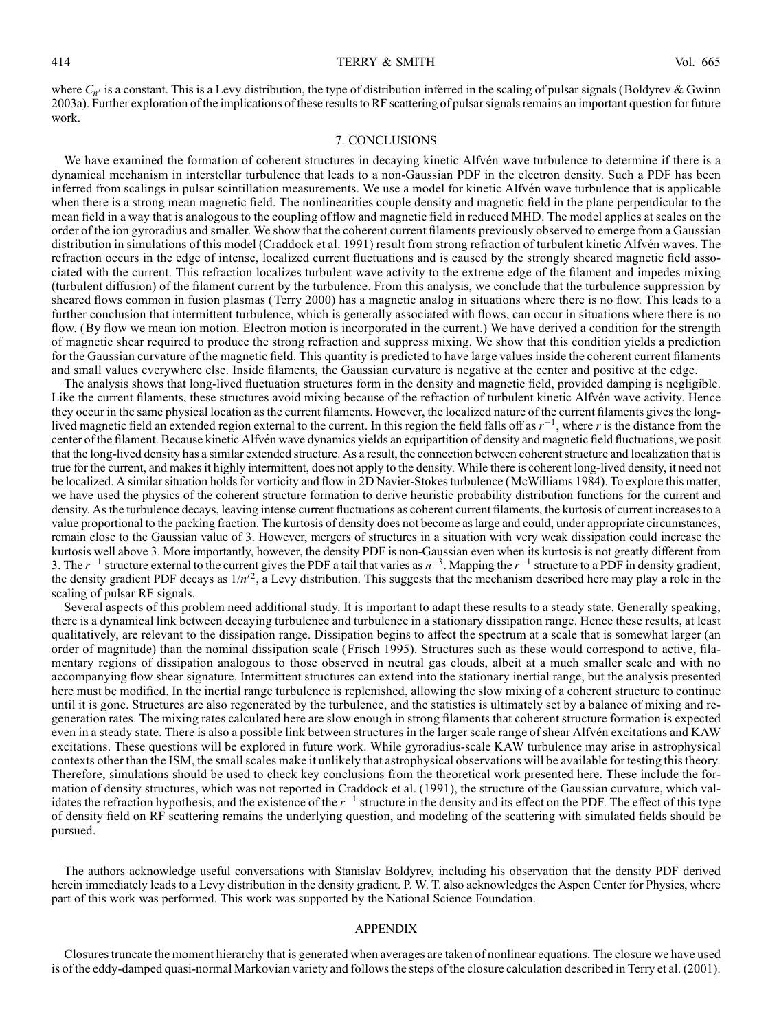where $C_{n'}$ is a constant. This is a Levy distribution, the type of distribution inferred in the scaling of pulsar signals (Boldyrev & Gwinn 2003a). Further exploration of the implications of these results to RF scattering of pulsar signals remains an important question for future work.

## 7. CONCLUSIONS

We have examined the formation of coherent structures in decaying kinetic Alfvén wave turbulence to determine if there is a dynamical mechanism in interstellar turbulence that leads to a non-Gaussian PDF in the electron density. Such a PDF has been inferred from scalings in pulsar scintillation measurements. We use a model for kinetic Alfvén wave turbulence that is applicable when there is a strong mean magnetic field. The nonlinearities couple density and magnetic field in the plane perpendicular to the mean field in a way that is analogous to the coupling of flow and magnetic field in reduced MHD. The model applies at scales on the order of the ion gyroradius and smaller. We show that the coherent current filaments previously observed to emerge from a Gaussian distribution in simulations of this model (Craddock et al. 1991) result from strong refraction of turbulent kinetic Alfvén waves. The refraction occurs in the edge of intense, localized current fluctuations and is caused by the strongly sheared magnetic field associated with the current. This refraction localizes turbulent wave activity to the extreme edge of the filament and impedes mixing (turbulent diffusion) of the filament current by the turbulence. From this analysis, we conclude that the turbulence suppression by sheared flows common in fusion plasmas (Terry 2000) has a magnetic analog in situations where there is no flow. This leads to a further conclusion that intermittent turbulence, which is generally associated with flows, can occur in situations where there is no flow. (By flow we mean ion motion. Electron motion is incorporated in the current.) We have derived a condition for the strength of magnetic shear required to produce the strong refraction and suppress mixing. We show that this condition yields a prediction for the Gaussian curvature of the magnetic field. This quantity is predicted to have large values inside the coherent current filaments and small values everywhere else. Inside filaments, the Gaussian curvature is negative at the center and positive at the edge.

The analysis shows that long-lived fluctuation structures form in the density and magnetic field, provided damping is negligible. Like the current filaments, these structures avoid mixing because of the refraction of turbulent kinetic Alfvén wave activity. Hence they occur in the same physical location as the current filaments. However, the localized nature of the current filaments gives the long-lived magnetic field an extended region external to the current. In this region the field falls off as $r^{-1}$, where $r$ is the distance from the center of the filament. Because kinetic Alfvén wave dynamics yields an equipartition of density and magnetic field fluctuations, we posit that the long-lived density has a similar extended structure. As a result, the connection between coherent structure and localization that is true for the current, and makes it highly intermittent, does not apply to the density. While there is coherent long-lived density, it need not be localized. A similar situation holds for vorticity and flow in 2D Navier-Stokes turbulence (McWilliams 1984). To explore this matter, we have used the physics of the coherent structure formation to derive heuristic probability distribution functions for the current and density. As the turbulence decays, leaving intense current fluctuations as coherent current filaments, the kurtosis of current increases to a value proportional to the packing fraction. The kurtosis of density does not become as large and could, under appropriate circumstances, remain close to the Gaussian value of 3. However, mergers of structures in a situation with very weak dissipation could increase the kurtosis well above 3. More importantly, however, the density PDF is non-Gaussian even when its kurtosis is not greatly different from 3. The $r^{-1}$ structure external to the current gives the PDF a tail that varies as $n^{-3}$. Mapping the $r^{-1}$ structure to a PDF in density gradient, the density gradient PDF decays as $1/n'^2$, a Levy distribution. This suggests that the mechanism described here may play a role in the scaling of pulsar RF signals.

Several aspects of this problem need additional study. It is important to adapt these results to a steady state. Generally speaking, there is a dynamical link between decaying turbulence and turbulence in a stationary dissipation range. Hence these results, at least qualitatively, are relevant to the dissipation range. Dissipation begins to affect the spectrum at a scale that is somewhat larger (an order of magnitude) than the nominal dissipation scale (Frisch 1995). Structures such as these would correspond to active, filamentary regions of dissipation analogous to those observed in neutral gas clouds, albeit at a much smaller scale and with no accompanying flow shear signature. Intermittent structures can extend into the stationary inertial range, but the analysis presented here must be modified. In the inertial range turbulence is replenished, allowing the slow mixing of a coherent structure to continue until it is gone. Structures are also regenerated by the turbulence, and the statistics is ultimately set by a balance of mixing and regeneration rates. The mixing rates calculated here are slow enough in strong filaments that coherent structure formation is expected even in a steady state. There is also a possible link between structures in the larger scale range of shear Alfvén excitations and KAW excitations. These questions will be explored in future work. While gyroradius-scale KAW turbulence may arise in astrophysical contexts other than the ISM, the small scales make it unlikely that astrophysical observations will be available for testing this theory. Therefore, simulations should be used to check key conclusions from the theoretical work presented here. These include the formation of density structures, which was not reported in Craddock et al. (1991), the structure of the Gaussian curvature, which validates the refraction hypothesis, and the existence of the $r^{-1}$ structure in the density and its effect on the PDF. The effect of this type of density field on RF scattering remains the underlying question, and modeling of the scattering with simulated fields should be pursued.

The authors acknowledge useful conversations with Stanislav Boldyrev, including his observation that the density PDF derived herein immediately leads to a Levy distribution in the density gradient. P. W. T. also acknowledges the Aspen Center for Physics, where part of this work was performed. This work was supported by the National Science Foundation.

## APPENDIX

Closures truncate the moment hierarchy that is generated when averages are taken of nonlinear equations. The closure we have used is of the eddy-damped quasi-normal Markovian variety and follows the steps of the closure calculation described in Terry et al. (2001).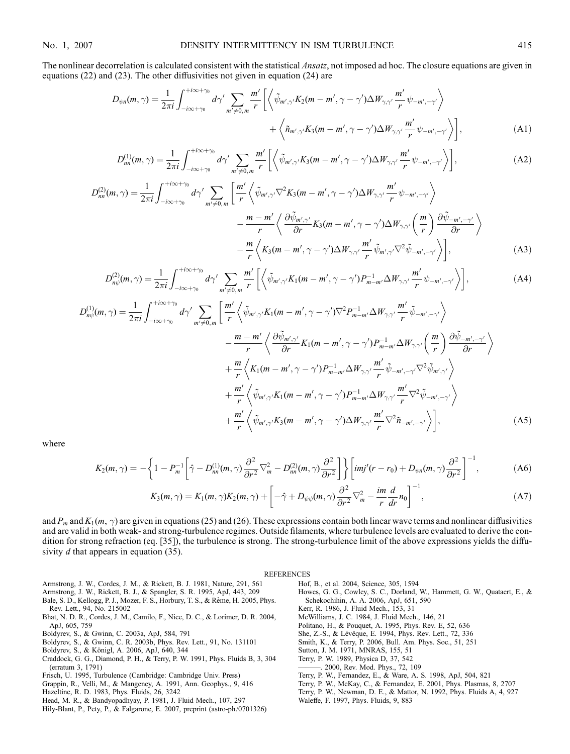The nonlinear decorrelation is calculated consistent with the statistical *Ansatz*, not imposed ad hoc. The closure equations are given in equations (22) and (23). The other diffusivities not given in equation (24) are

$$D_{\psi n}(m,\gamma) = \frac{1}{2\pi i}\int_{-i\infty+\gamma_0}^{+i\infty+\gamma_0} d\gamma' \sum_{m'\neq 0,\, m} \frac{m'}{r}\left[\left\langle \tilde{\psi}_{m',\gamma'} K_2(m-m',\gamma-\gamma')\Delta W_{\gamma,\gamma'}\frac{m'}{r}\psi_{-m',-\gamma'}\right\rangle + \left\langle \tilde{n}_{m',\gamma'} K_3(m-m',\gamma-\gamma')\Delta W_{\gamma,\gamma'}\frac{m'}{r}\psi_{-m',-\gamma'}\right\rangle\right], \quad \text{(A1)}$$

$$D_{nn}^{(1)}(m,\gamma) = \frac{1}{2\pi i}\int_{-i\infty+\gamma_0}^{+i\infty+\gamma_0} d\gamma' \sum_{m'\neq 0,\, m} \frac{m'}{r}\left[\left\langle \tilde{\psi}_{m',\gamma'} K_3(m-m',\gamma-\gamma')\Delta W_{\gamma,\gamma'}\frac{m'}{r}\psi_{-m',-\gamma'}\right\rangle\right], \quad \text{(A2)}$$

$$\begin{aligned}D_{nn}^{(2)}(m,\gamma) = \frac{1}{2\pi i}\int_{-i\infty+\gamma_0}^{+i\infty+\gamma_0} d\gamma' \sum_{m'\neq 0,\, m} \Bigg[&\frac{m'}{r}\left\langle \tilde{\psi}_{m',\gamma'} \nabla^2 K_3(m-m',\gamma-\gamma')\Delta W_{\gamma,\gamma'}\frac{m'}{r}\psi_{-m',-\gamma'}\right\rangle \\ &- \frac{m-m'}{r}\left\langle \frac{\partial \tilde{\psi}_{m',\gamma'}}{\partial r} K_3(m-m',\gamma-\gamma')\Delta W_{\gamma,\gamma'}\left(\frac{m}{r}\right)\frac{\partial \tilde{\psi}_{-m',-\gamma'}}{\partial r}\right\rangle \\ &- \frac{m}{r}\left\langle K_3(m-m',\gamma-\gamma')\Delta W_{\gamma,\gamma'}\frac{m'}{r}\tilde{\psi}_{m',\gamma'}\nabla^2\tilde{\psi}_{-m',-\gamma'}\right\rangle\Bigg], \end{aligned} \quad \text{(A3)}$$

$$D_{n\psi}^{(2)}(m,\gamma) = \frac{1}{2\pi i}\int_{-i\infty+\gamma_0}^{+i\infty+\gamma_0} d\gamma' \sum_{m'\neq 0,\, m} \frac{m'}{r}\left[\left\langle \tilde{\psi}_{m',\gamma'} K_1(m-m',\gamma-\gamma')P_{m-m'}^{-1}\Delta W_{\gamma,\gamma'}\frac{m'}{r}\psi_{-m',-\gamma'}\right\rangle\right], \quad \text{(A4)}$$

$$\begin{aligned}D_{n\psi}^{(1)}(m,\gamma) = \frac{1}{2\pi i}\int_{-i\infty+\gamma_0}^{+i\infty+\gamma_0} d\gamma' \sum_{m'\neq 0,\, m} \Bigg[&\frac{m'}{r}\left\langle \tilde{\psi}_{m',\gamma'} K_1(m-m',\gamma-\gamma')\nabla^2 P_{m-m'}^{-1}\Delta W_{\gamma,\gamma'}\frac{m'}{r}\tilde{\psi}_{-m',-\gamma'}\right\rangle \\ &- \frac{m-m'}{r}\left\langle \frac{\partial \tilde{\psi}_{m',\gamma'}}{\partial r} K_1(m-m',\gamma-\gamma')P_{m-m'}^{-1}\Delta W_{\gamma,\gamma'}\left(\frac{m}{r}\right)\frac{\partial \tilde{\psi}_{-m',-\gamma'}}{\partial r}\right\rangle \\ &+ \frac{m}{r}\left\langle K_1(m-m',\gamma-\gamma')P_{m-m'}^{-1}\Delta W_{\gamma,\gamma'}\frac{m'}{r}\tilde{\psi}_{-m',-\gamma'}\nabla^2\tilde{\psi}_{m',\gamma'}\right\rangle \\ &+ \frac{m'}{r}\left\langle \tilde{\psi}_{m',\gamma'} K_1(m-m',\gamma-\gamma')P_{m-m'}^{-1}\Delta W_{\gamma,\gamma'}\frac{m'}{r}\nabla^2\tilde{\psi}_{-m',-\gamma'}\right\rangle \\ &+ \frac{m'}{r}\left\langle \tilde{\psi}_{m',\gamma'} K_3(m-m',\gamma-\gamma')\Delta W_{\gamma,\gamma'}\frac{m'}{r}\nabla^2\tilde{n}_{-m',-\gamma'}\right\rangle\Bigg], \end{aligned} \quad \text{(A5)}$$

where

$$K_2(m,\gamma) = -\left\{1 - P_m^{-1}\left[\hat{\gamma} - D_{nn}^{(1)}(m,\gamma)\frac{\partial^2}{\partial r^2}\nabla_m^2 - D_{nn}^{(2)}(m,\gamma)\frac{\partial^2}{\partial r^2}\right]\right\}\left[imj'(r-r_0) + D_{\psi n}(m,\gamma)\frac{\partial^2}{\partial r^2}\right]^{-1}, \quad \text{(A6)}$$

$$K_3(m,\gamma) = K_1(m,\gamma)K_2(m,\gamma) + \left[-\hat{\gamma} + D_{\psi\psi}(m,\gamma)\frac{\partial^2}{\partial r^2}\nabla_m^2 - \frac{im}{r}\frac{d}{dr}n_0\right]^{-1}, \quad \text{(A7)}$$

and $P_m$ and $K_1(m,\gamma)$ are given in equations (25) and (26). These expressions contain both linear wave terms and nonlinear diffusivities and are valid in both weak- and strong-turbulence regimes. Outside filaments, where turbulence levels are evaluated to derive the condition for strong refraction (eq. [35]), the turbulence is strong. The strong-turbulence limit of the above expressions yields the diffusivity $d$ that appears in equation (35).

## REFERENCES

Armstrong, J. W., Cordes, J. M., & Rickett, B. J. 1981, Nature, 291, 561
Armstrong, J. W., Rickett, B. J., & Spangler, S. R. 1995, ApJ, 443, 209
Bale, S. D., Kellogg, P. J., Mozer, F. S., Horbury, T. S., & Rème, H. 2005, Phys. Rev. Lett., 94, No. 215002
Bhat, N. D. R., Cordes, J. M., Camilo, F., Nice, D. C., & Lorimer, D. R. 2004, ApJ, 605, 759
Boldyrev, S., & Gwinn, C. 2003a, ApJ, 584, 791
Boldyrev, S., & Gwinn, C. R. 2003b, Phys. Rev. Lett., 91, No. 131101
Boldyrev, S., & Königl, A. 2006, ApJ, 640, 344
Craddock, G. G., Diamond, P. H., & Terry, P. W. 1991, Phys. Fluids B, 3, 304 (erratum 3, 1791)
Frisch, U. 1995, Turbulence (Cambridge: Cambridge Univ. Press)
Grappin, R., Velli, M., & Mangeney, A. 1991, Ann. Geophys., 9, 416
Hazeltine, R. D. 1983, Phys. Fluids, 26, 3242
Head, M. R., & Bandyopadhyay, P. 1981, J. Fluid Mech., 107, 297
Hily-Blant, P., Pety, P., & Falgarone, E. 2007, preprint (astro-ph/0701326)
Hof, B., et al. 2004, Science, 305, 1594
Howes, G. G., Cowley, S. C., Dorland, W., Hammett, G. W., Quataert, E., & Schekochihin, A. A. 2006, ApJ, 651, 590
Kerr, R. 1986, J. Fluid Mech., 153, 31
McWilliams, J. C. 1984, J. Fluid Mech., 146, 21
Politano, H., & Pouquet, A. 1995, Phys. Rev. E, 52, 636
She, Z.-S., & Lévêque, E. 1994, Phys. Rev. Lett., 72, 336
Smith, K., & Terry, P. 2006, Bull. Am. Phys. Soc., 51, 251
Sutton, J. M. 1971, MNRAS, 155, 51
Terry, P. W. 1989, Physica D, 37, 542
———. 2000, Rev. Mod. Phys., 72, 109
Terry, P. W., Fernandez, E., & Ware, A. S. 1998, ApJ, 504, 821
Terry, P. W., McKay, C., & Fernandez, E. 2001, Phys. Plasmas, 8, 2707
Terry, P. W., Newman, D. E., & Mattor, N. 1992, Phys. Fluids A, 4, 927
Waleffe, F. 1997, Phys. Fluids, 9, 883